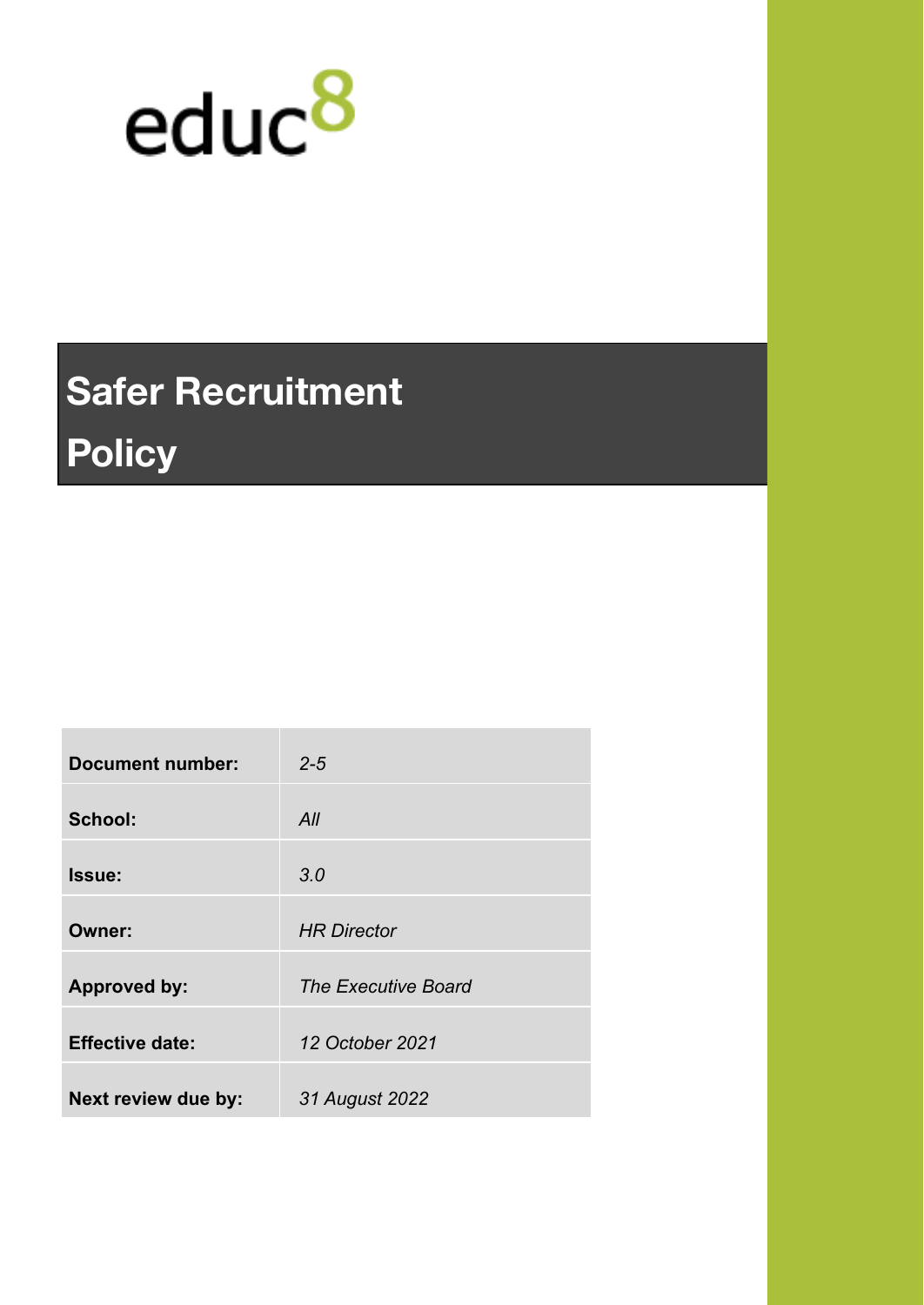educ8

# Safer Recruitment Policy

| | |
|---|---|
| **Document number:** | *2-5* |
| **School:** | *All* |
| **Issue:** | *3.0* |
| **Owner:** | *HR Director* |
| **Approved by:** | *The Executive Board* |
| **Effective date:** | *12 October 2021* |
| **Next review due by:** | *31 August 2022* |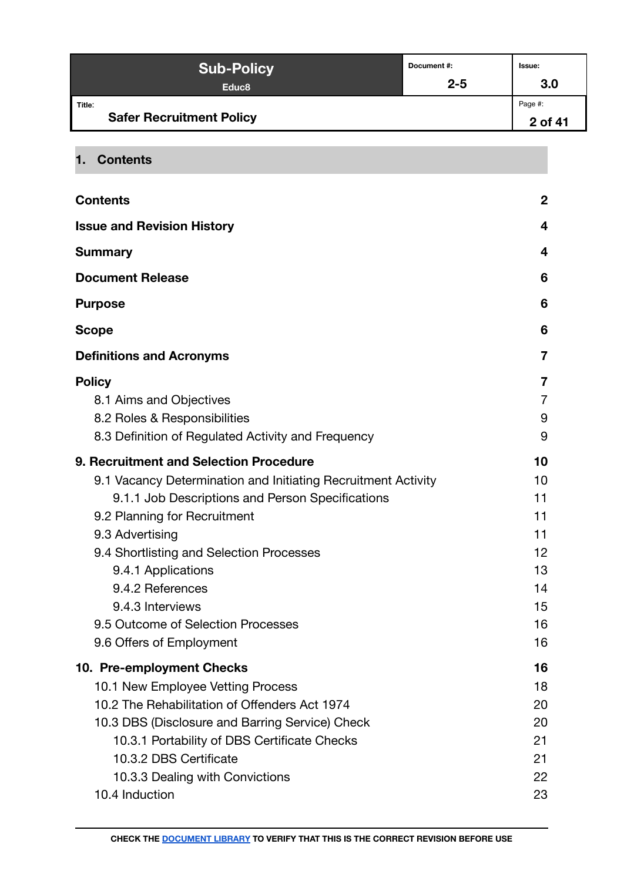## 1. Contents

| | |
|---|---|
| **Contents** | **2** |
| **Issue and Revision History** | **4** |
| **Summary** | **4** |
| **Document Release** | **6** |
| **Purpose** | **6** |
| **Scope** | **6** |
| **Definitions and Acronyms** | **7** |
| **Policy** | **7** |
| 8.1 Aims and Objectives | 7 |
| 8.2 Roles & Responsibilities | 9 |
| 8.3 Definition of Regulated Activity and Frequency | 9 |
| **9. Recruitment and Selection Procedure** | **10** |
| 9.1 Vacancy Determination and Initiating Recruitment Activity | 10 |
| 9.1.1 Job Descriptions and Person Specifications | 11 |
| 9.2 Planning for Recruitment | 11 |
| 9.3 Advertising | 11 |
| 9.4 Shortlisting and Selection Processes | 12 |
| 9.4.1 Applications | 13 |
| 9.4.2 References | 14 |
| 9.4.3 Interviews | 15 |
| 9.5 Outcome of Selection Processes | 16 |
| 9.6 Offers of Employment | 16 |
| **10. Pre-employment Checks** | **16** |
| 10.1 New Employee Vetting Process | 18 |
| 10.2 The Rehabilitation of Offenders Act 1974 | 20 |
| 10.3 DBS (Disclosure and Barring Service) Check | 20 |
| 10.3.1 Portability of DBS Certificate Checks | 21 |
| 10.3.2 DBS Certificate | 21 |
| 10.3.3 Dealing with Convictions | 22 |
| 10.4 Induction | 23 |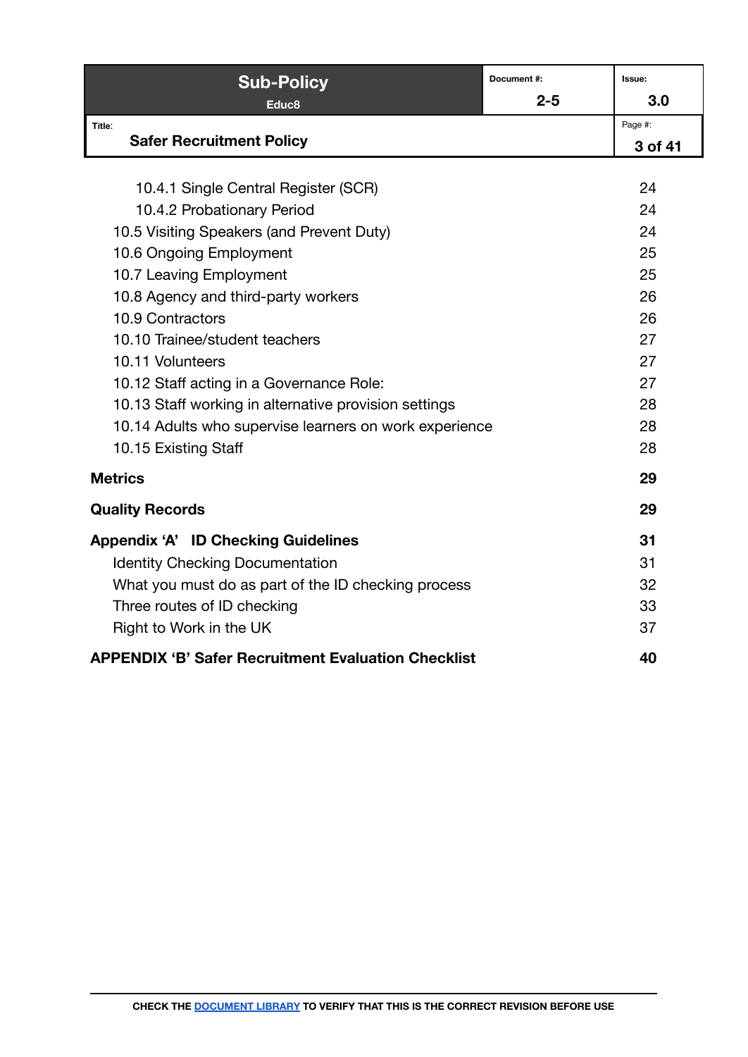| | |
|---|---|
| 10.4.1 Single Central Register (SCR) | 24 |
| 10.4.2 Probationary Period | 24 |
| 10.5 Visiting Speakers (and Prevent Duty) | 24 |
| 10.6 Ongoing Employment | 25 |
| 10.7 Leaving Employment | 25 |
| 10.8 Agency and third-party workers | 26 |
| 10.9 Contractors | 26 |
| 10.10 Trainee/student teachers | 27 |
| 10.11 Volunteers | 27 |
| 10.12 Staff acting in a Governance Role: | 27 |
| 10.13 Staff working in alternative provision settings | 28 |
| 10.14 Adults who supervise learners on work experience | 28 |
| 10.15 Existing Staff | 28 |
| **Metrics** | **29** |
| **Quality Records** | **29** |
| **Appendix ‘A’ ID Checking Guidelines** | **31** |
| Identity Checking Documentation | 31 |
| What you must do as part of the ID checking process | 32 |
| Three routes of ID checking | 33 |
| Right to Work in the UK | 37 |
| **APPENDIX ‘B’ Safer Recruitment Evaluation Checklist** | **40** |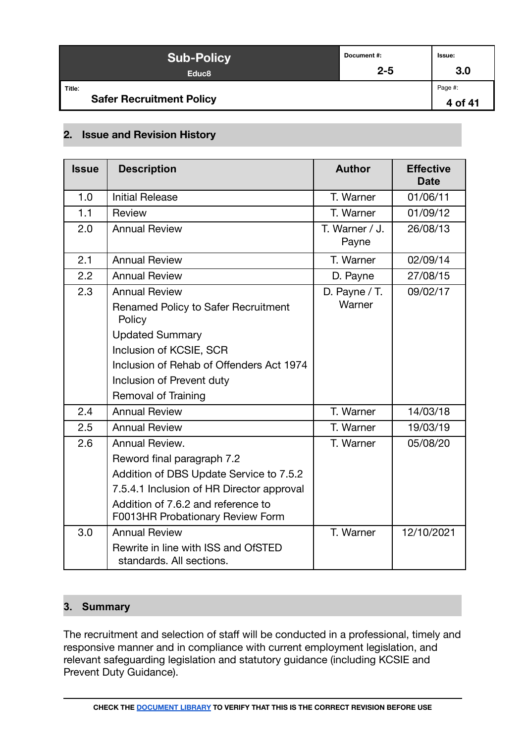## 2. Issue and Revision History

| Issue | Description | Author | Effective Date |
|---|---|---|---|
| 1.0 | Initial Release | T. Warner | 01/06/11 |
| 1.1 | Review | T. Warner | 01/09/12 |
| 2.0 | Annual Review | T. Warner / J. Payne | 26/08/13 |
| 2.1 | Annual Review | T. Warner | 02/09/14 |
| 2.2 | Annual Review | D. Payne | 27/08/15 |
| 2.3 | Annual Review<br>Renamed Policy to Safer Recruitment Policy<br>Updated Summary<br>Inclusion of KCSIE, SCR<br>Inclusion of Rehab of Offenders Act 1974<br>Inclusion of Prevent duty<br>Removal of Training | D. Payne / T. Warner | 09/02/17 |
| 2.4 | Annual Review | T. Warner | 14/03/18 |
| 2.5 | Annual Review | T. Warner | 19/03/19 |
| 2.6 | Annual Review.<br>Reword final paragraph 7.2<br>Addition of DBS Update Service to 7.5.2<br>7.5.4.1 Inclusion of HR Director approval<br>Addition of 7.6.2 and reference to F0013HR Probationary Review Form | T. Warner | 05/08/20 |
| 3.0 | Annual Review<br>Rewrite in line with ISS and OfSTED standards. All sections. | T. Warner | 12/10/2021 |

## 3. Summary

The recruitment and selection of staff will be conducted in a professional, timely and responsive manner and in compliance with current employment legislation, and relevant safeguarding legislation and statutory guidance (including KCSIE and Prevent Duty Guidance).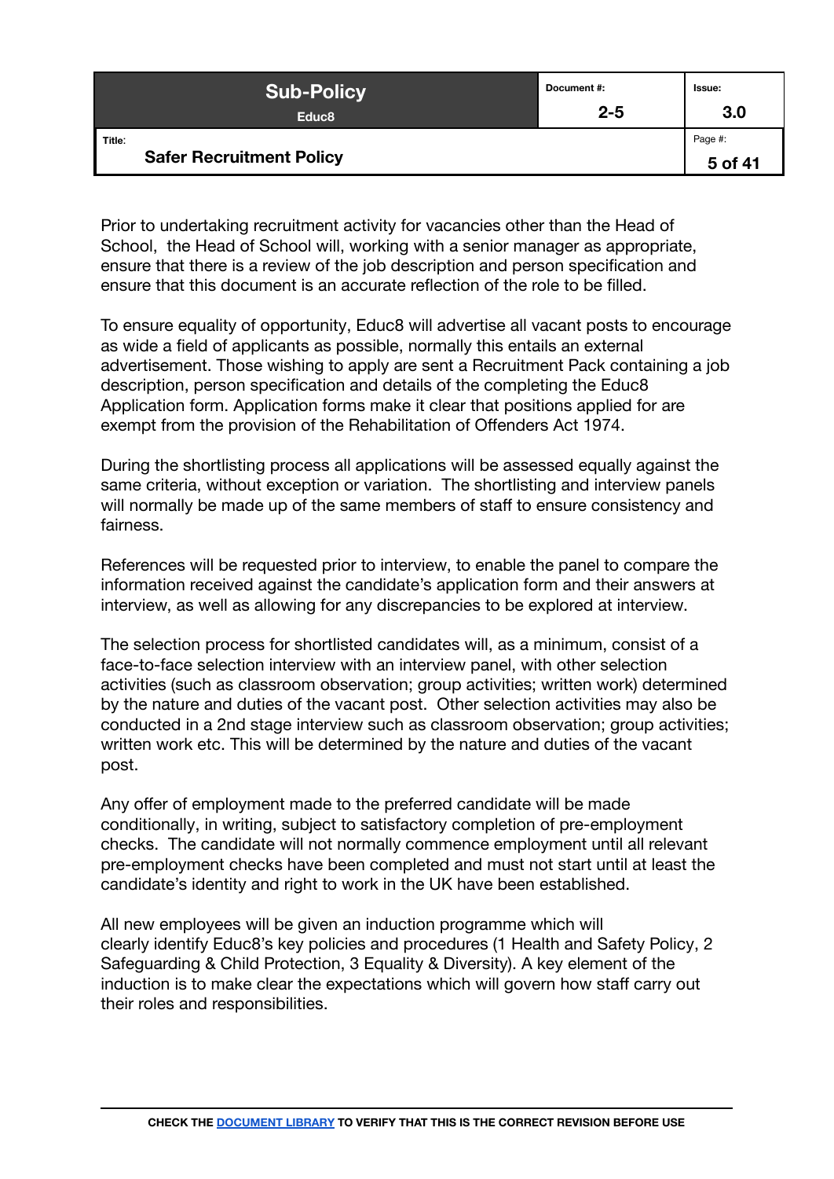Prior to undertaking recruitment activity for vacancies other than the Head of School,  the Head of School will, working with a senior manager as appropriate, ensure that there is a review of the job description and person specification and ensure that this document is an accurate reflection of the role to be filled.

To ensure equality of opportunity, Educ8 will advertise all vacant posts to encourage as wide a field of applicants as possible, normally this entails an external advertisement. Those wishing to apply are sent a Recruitment Pack containing a job description, person specification and details of the completing the Educ8 Application form. Application forms make it clear that positions applied for are exempt from the provision of the Rehabilitation of Offenders Act 1974.

During the shortlisting process all applications will be assessed equally against the same criteria, without exception or variation.  The shortlisting and interview panels will normally be made up of the same members of staff to ensure consistency and fairness.

References will be requested prior to interview, to enable the panel to compare the information received against the candidate's application form and their answers at interview, as well as allowing for any discrepancies to be explored at interview.

The selection process for shortlisted candidates will, as a minimum, consist of a face-to-face selection interview with an interview panel, with other selection activities (such as classroom observation; group activities; written work) determined by the nature and duties of the vacant post.  Other selection activities may also be conducted in a 2nd stage interview such as classroom observation; group activities; written work etc. This will be determined by the nature and duties of the vacant post.

Any offer of employment made to the preferred candidate will be made conditionally, in writing, subject to satisfactory completion of pre-employment checks.  The candidate will not normally commence employment until all relevant pre-employment checks have been completed and must not start until at least the candidate's identity and right to work in the UK have been established.

All new employees will be given an induction programme which will clearly identify Educ8's key policies and procedures (1 Health and Safety Policy, 2 Safeguarding & Child Protection, 3 Equality & Diversity). A key element of the induction is to make clear the expectations which will govern how staff carry out their roles and responsibilities.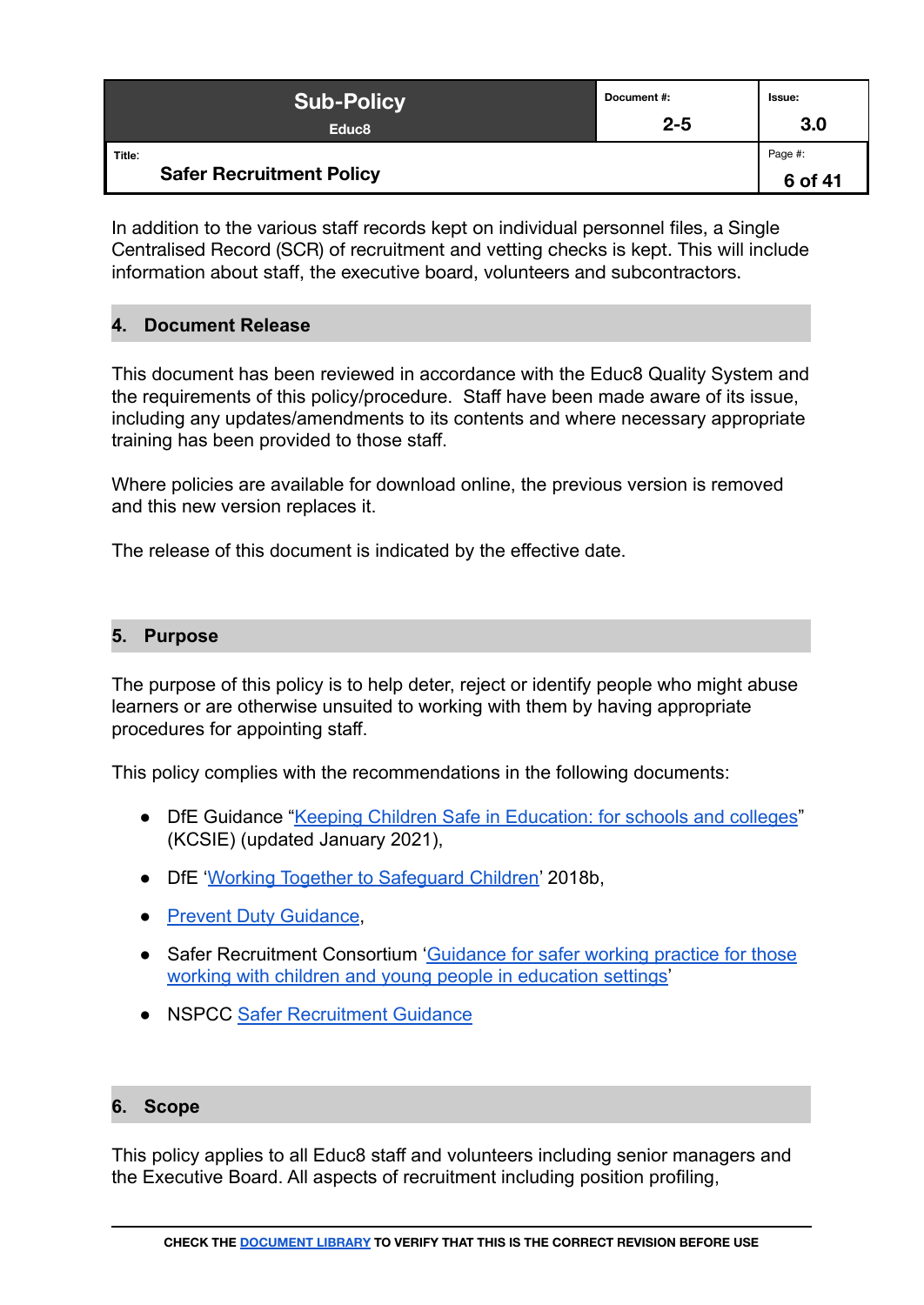In addition to the various staff records kept on individual personnel files, a Single Centralised Record (SCR) of recruitment and vetting checks is kept. This will include information about staff, the executive board, volunteers and subcontractors.

## 4. Document Release

This document has been reviewed in accordance with the Educ8 Quality System and the requirements of this policy/procedure. Staff have been made aware of its issue, including any updates/amendments to its contents and where necessary appropriate training has been provided to those staff.

Where policies are available for download online, the previous version is removed and this new version replaces it.

The release of this document is indicated by the effective date.

## 5. Purpose

The purpose of this policy is to help deter, reject or identify people who might abuse learners or are otherwise unsuited to working with them by having appropriate procedures for appointing staff.

This policy complies with the recommendations in the following documents:

- DfE Guidance "Keeping Children Safe in Education: for schools and colleges" (KCSIE) (updated January 2021),
- DfE 'Working Together to Safeguard Children' 2018b,
- Prevent Duty Guidance,
- Safer Recruitment Consortium 'Guidance for safer working practice for those working with children and young people in education settings'
- NSPCC Safer Recruitment Guidance

## 6. Scope

This policy applies to all Educ8 staff and volunteers including senior managers and the Executive Board. All aspects of recruitment including position profiling,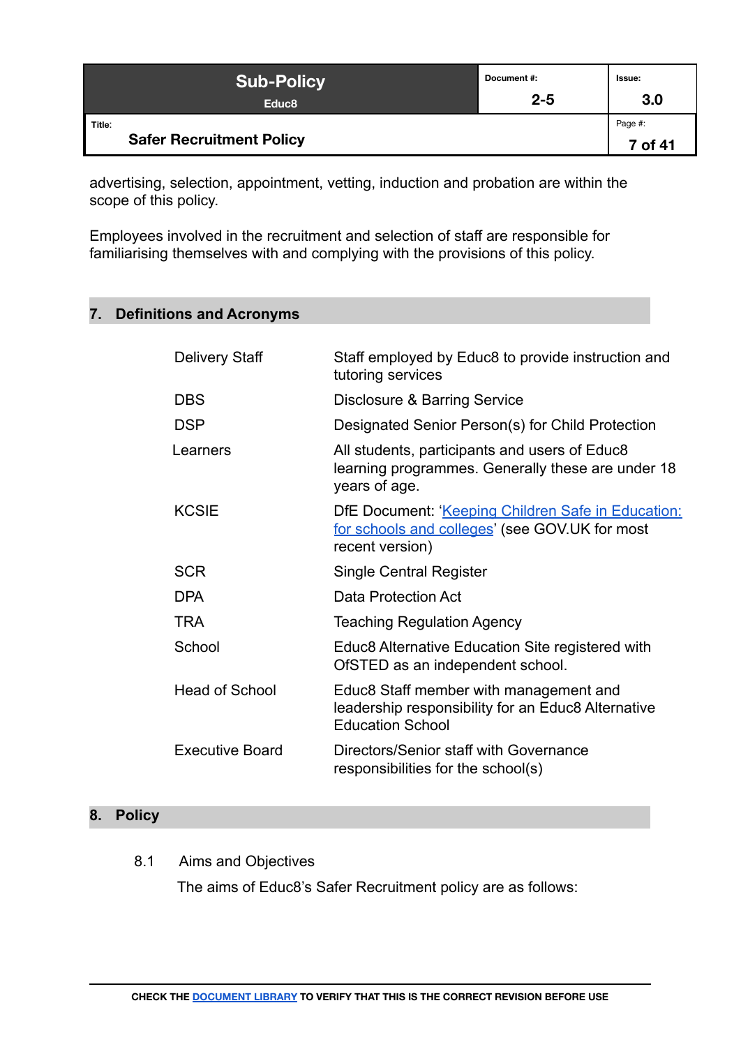advertising, selection, appointment, vetting, induction and probation are within the scope of this policy.

Employees involved in the recruitment and selection of staff are responsible for familiarising themselves with and complying with the provisions of this policy.

## 7. Definitions and Acronyms

| | |
|---|---|
| Delivery Staff | Staff employed by Educ8 to provide instruction and tutoring services |
| DBS | Disclosure & Barring Service |
| DSP | Designated Senior Person(s) for Child Protection |
| Learners | All students, participants and users of Educ8 learning programmes. Generally these are under 18 years of age. |
| KCSIE | DfE Document: '[Keeping Children Safe in Education: for schools and colleges]' (see GOV.UK for most recent version) |
| SCR | Single Central Register |
| DPA | Data Protection Act |
| TRA | Teaching Regulation Agency |
| School | Educ8 Alternative Education Site registered with OfSTED as an independent school. |
| Head of School | Educ8 Staff member with management and leadership responsibility for an Educ8 Alternative Education School |
| Executive Board | Directors/Senior staff with Governance responsibilities for the school(s) |

## 8. Policy

8.1 Aims and Objectives

The aims of Educ8's Safer Recruitment policy are as follows: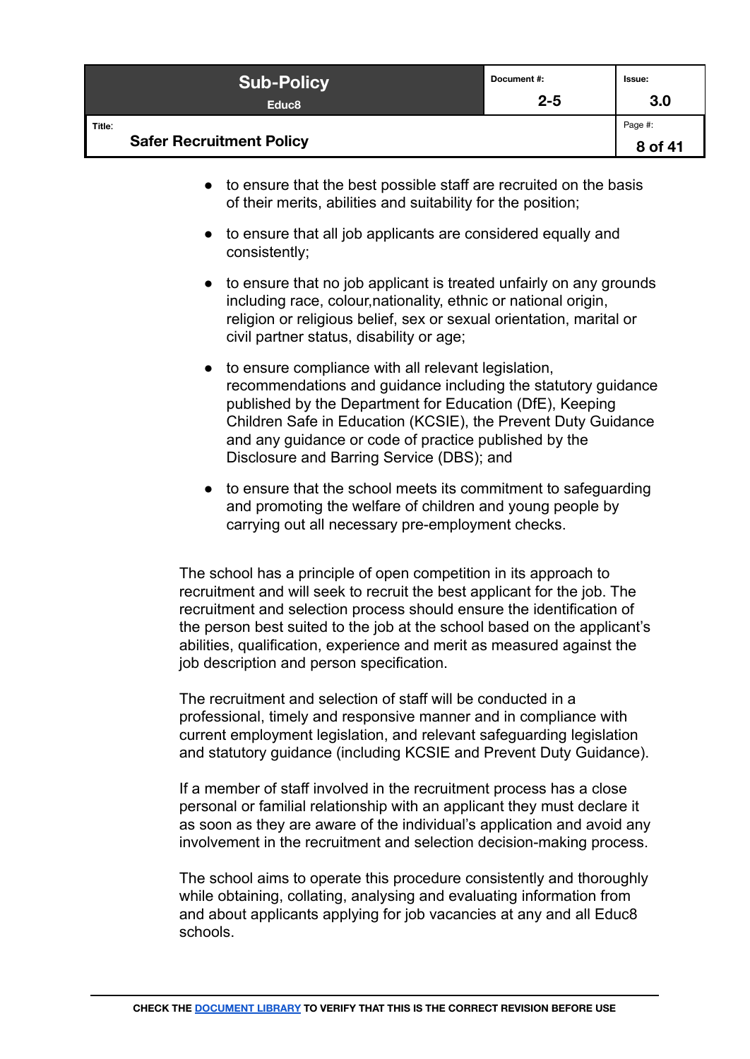- to ensure that the best possible staff are recruited on the basis of their merits, abilities and suitability for the position;
- to ensure that all job applicants are considered equally and consistently;
- to ensure that no job applicant is treated unfairly on any grounds including race, colour,nationality, ethnic or national origin, religion or religious belief, sex or sexual orientation, marital or civil partner status, disability or age;
- to ensure compliance with all relevant legislation, recommendations and guidance including the statutory guidance published by the Department for Education (DfE), Keeping Children Safe in Education (KCSIE), the Prevent Duty Guidance and any guidance or code of practice published by the Disclosure and Barring Service (DBS); and
- to ensure that the school meets its commitment to safeguarding and promoting the welfare of children and young people by carrying out all necessary pre-employment checks.

The school has a principle of open competition in its approach to recruitment and will seek to recruit the best applicant for the job. The recruitment and selection process should ensure the identification of the person best suited to the job at the school based on the applicant's abilities, qualification, experience and merit as measured against the job description and person specification.

The recruitment and selection of staff will be conducted in a professional, timely and responsive manner and in compliance with current employment legislation, and relevant safeguarding legislation and statutory guidance (including KCSIE and Prevent Duty Guidance).

If a member of staff involved in the recruitment process has a close personal or familial relationship with an applicant they must declare it as soon as they are aware of the individual's application and avoid any involvement in the recruitment and selection decision-making process.

The school aims to operate this procedure consistently and thoroughly while obtaining, collating, analysing and evaluating information from and about applicants applying for job vacancies at any and all Educ8 schools.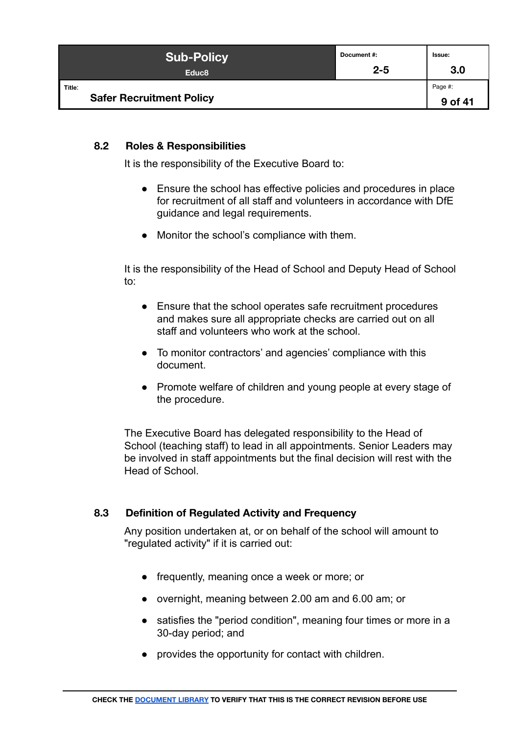### 8.2 Roles & Responsibilities

It is the responsibility of the Executive Board to:

- Ensure the school has effective policies and procedures in place for recruitment of all staff and volunteers in accordance with DfE guidance and legal requirements.
- Monitor the school's compliance with them.

It is the responsibility of the Head of School and Deputy Head of School to:

- Ensure that the school operates safe recruitment procedures and makes sure all appropriate checks are carried out on all staff and volunteers who work at the school.
- To monitor contractors' and agencies' compliance with this document.
- Promote welfare of children and young people at every stage of the procedure.

The Executive Board has delegated responsibility to the Head of School (teaching staff) to lead in all appointments. Senior Leaders may be involved in staff appointments but the final decision will rest with the Head of School.

### 8.3 Definition of Regulated Activity and Frequency

Any position undertaken at, or on behalf of the school will amount to "regulated activity" if it is carried out:

- frequently, meaning once a week or more; or
- overnight, meaning between 2.00 am and 6.00 am; or
- satisfies the "period condition", meaning four times or more in a 30-day period; and
- provides the opportunity for contact with children.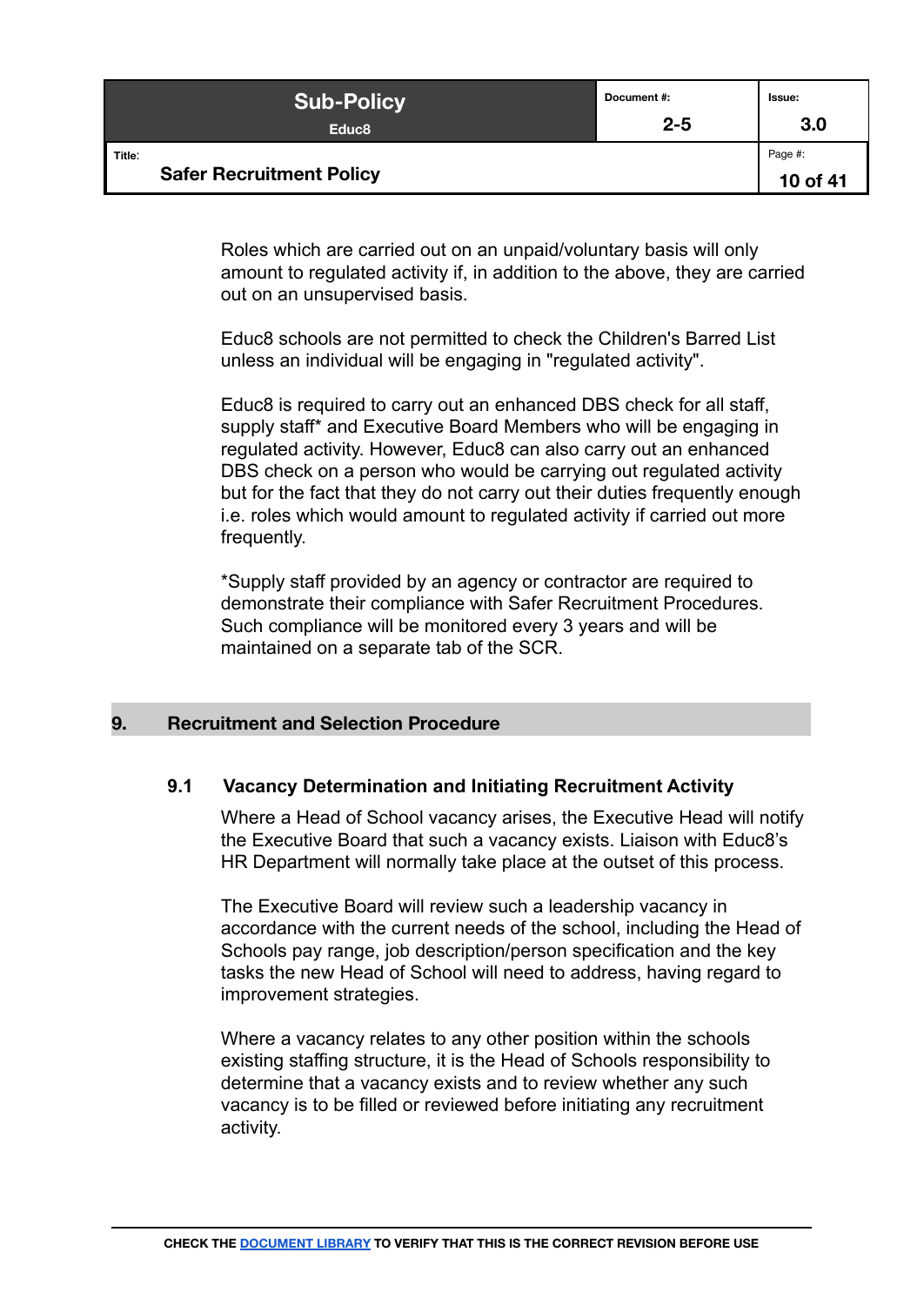Roles which are carried out on an unpaid/voluntary basis will only amount to regulated activity if, in addition to the above, they are carried out on an unsupervised basis.

Educ8 schools are not permitted to check the Children's Barred List unless an individual will be engaging in "regulated activity".

Educ8 is required to carry out an enhanced DBS check for all staff, supply staff* and Executive Board Members who will be engaging in regulated activity. However, Educ8 can also carry out an enhanced DBS check on a person who would be carrying out regulated activity but for the fact that they do not carry out their duties frequently enough i.e. roles which would amount to regulated activity if carried out more frequently.

*Supply staff provided by an agency or contractor are required to demonstrate their compliance with Safer Recruitment Procedures. Such compliance will be monitored every 3 years and will be maintained on a separate tab of the SCR.

## 9. Recruitment and Selection Procedure

### 9.1 Vacancy Determination and Initiating Recruitment Activity

Where a Head of School vacancy arises, the Executive Head will notify the Executive Board that such a vacancy exists. Liaison with Educ8's HR Department will normally take place at the outset of this process.

The Executive Board will review such a leadership vacancy in accordance with the current needs of the school, including the Head of Schools pay range, job description/person specification and the key tasks the new Head of School will need to address, having regard to improvement strategies.

Where a vacancy relates to any other position within the schools existing staffing structure, it is the Head of Schools responsibility to determine that a vacancy exists and to review whether any such vacancy is to be filled or reviewed before initiating any recruitment activity.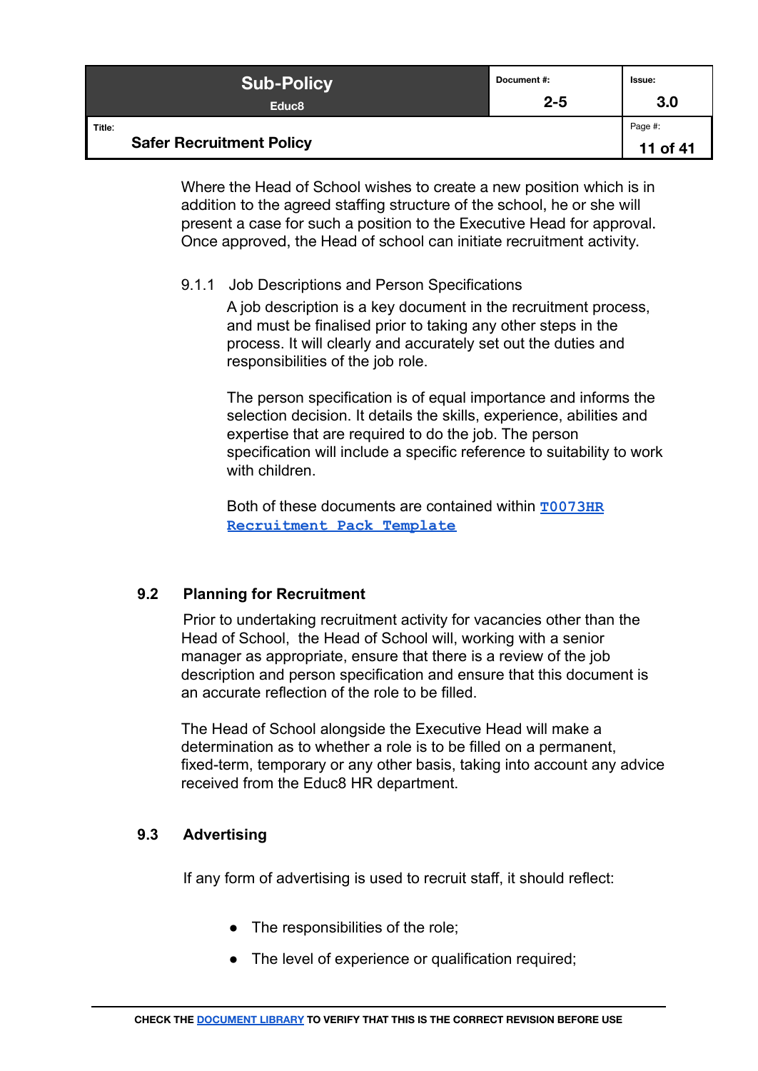Where the Head of School wishes to create a new position which is in addition to the agreed staffing structure of the school, he or she will present a case for such a position to the Executive Head for approval. Once approved, the Head of school can initiate recruitment activity.

#### 9.1.1 Job Descriptions and Person Specifications

A job description is a key document in the recruitment process, and must be finalised prior to taking any other steps in the process. It will clearly and accurately set out the duties and responsibilities of the job role.

The person specification is of equal importance and informs the selection decision. It details the skills, experience, abilities and expertise that are required to do the job. The person specification will include a specific reference to suitability to work with children.

Both of these documents are contained within **T0073HR Recruitment Pack Template**

### 9.2 Planning for Recruitment

Prior to undertaking recruitment activity for vacancies other than the Head of School, the Head of School will, working with a senior manager as appropriate, ensure that there is a review of the job description and person specification and ensure that this document is an accurate reflection of the role to be filled.

The Head of School alongside the Executive Head will make a determination as to whether a role is to be filled on a permanent, fixed-term, temporary or any other basis, taking into account any advice received from the Educ8 HR department.

### 9.3 Advertising

If any form of advertising is used to recruit staff, it should reflect:

- The responsibilities of the role;
- The level of experience or qualification required;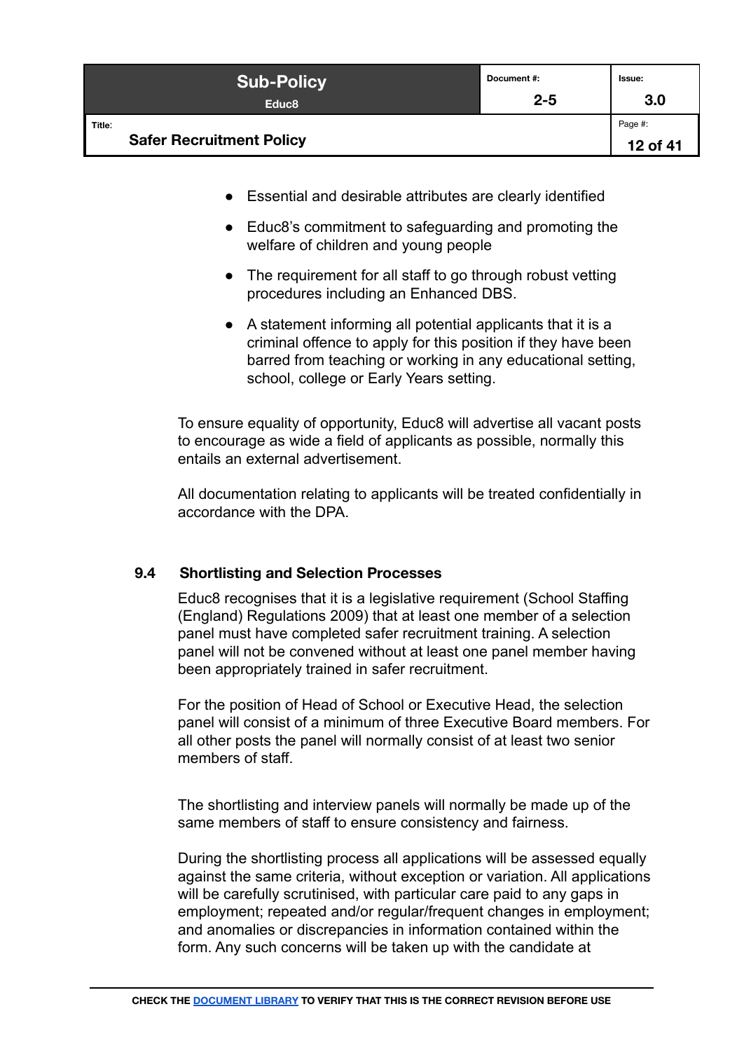- Essential and desirable attributes are clearly identified
- Educ8's commitment to safeguarding and promoting the welfare of children and young people
- The requirement for all staff to go through robust vetting procedures including an Enhanced DBS.
- A statement informing all potential applicants that it is a criminal offence to apply for this position if they have been barred from teaching or working in any educational setting, school, college or Early Years setting.

To ensure equality of opportunity, Educ8 will advertise all vacant posts to encourage as wide a field of applicants as possible, normally this entails an external advertisement.

All documentation relating to applicants will be treated confidentially in accordance with the DPA.

### 9.4 Shortlisting and Selection Processes

Educ8 recognises that it is a legislative requirement (School Staffing (England) Regulations 2009) that at least one member of a selection panel must have completed safer recruitment training. A selection panel will not be convened without at least one panel member having been appropriately trained in safer recruitment.

For the position of Head of School or Executive Head, the selection panel will consist of a minimum of three Executive Board members. For all other posts the panel will normally consist of at least two senior members of staff.

The shortlisting and interview panels will normally be made up of the same members of staff to ensure consistency and fairness.

During the shortlisting process all applications will be assessed equally against the same criteria, without exception or variation. All applications will be carefully scrutinised, with particular care paid to any gaps in employment; repeated and/or regular/frequent changes in employment; and anomalies or discrepancies in information contained within the form. Any such concerns will be taken up with the candidate at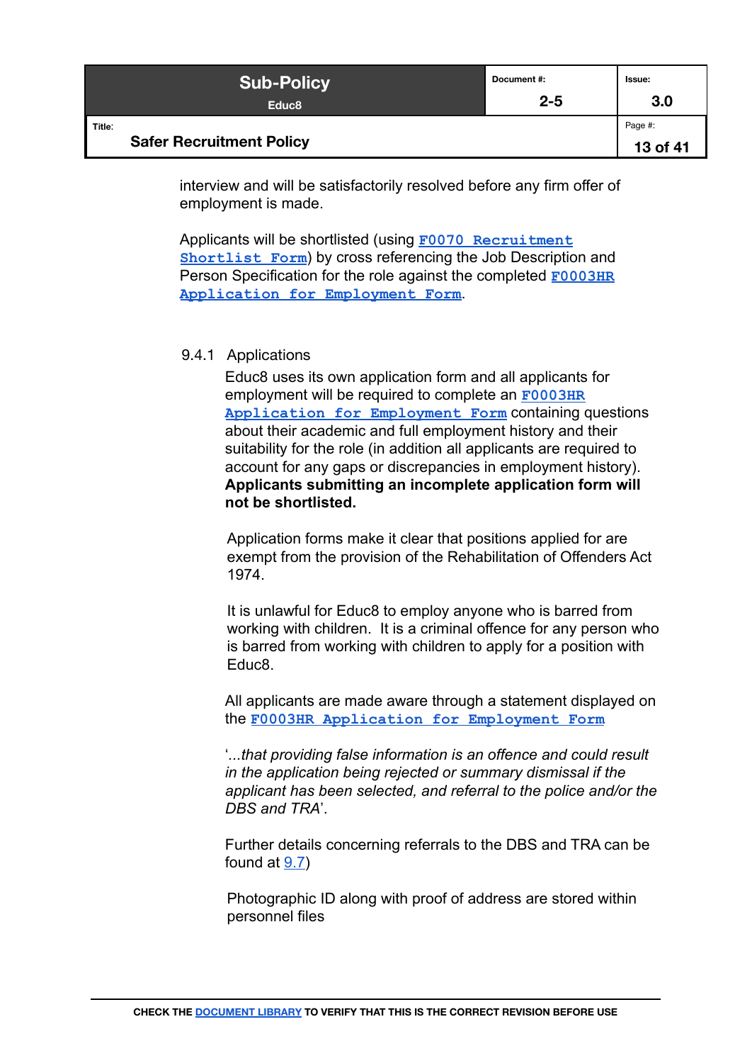interview and will be satisfactorily resolved before any firm offer of employment is made.

Applicants will be shortlisted (using **F0070 Recruitment Shortlist Form**) by cross referencing the Job Description and Person Specification for the role against the completed **F0003HR Application for Employment Form**.

### 9.4.1 Applications

Educ8 uses its own application form and all applicants for employment will be required to complete an **F0003HR Application for Employment Form** containing questions about their academic and full employment history and their suitability for the role (in addition all applicants are required to account for any gaps or discrepancies in employment history). **Applicants submitting an incomplete application form will not be shortlisted.**

Application forms make it clear that positions applied for are exempt from the provision of the Rehabilitation of Offenders Act 1974.

It is unlawful for Educ8 to employ anyone who is barred from working with children. It is a criminal offence for any person who is barred from working with children to apply for a position with Educ8.

All applicants are made aware through a statement displayed on the **F0003HR Application for Employment Form**

'*...that providing false information is an offence and could result in the application being rejected or summary dismissal if the applicant has been selected, and referral to the police and/or the DBS and TRA*'.

Further details concerning referrals to the DBS and TRA can be found at 9.7)

Photographic ID along with proof of address are stored within personnel files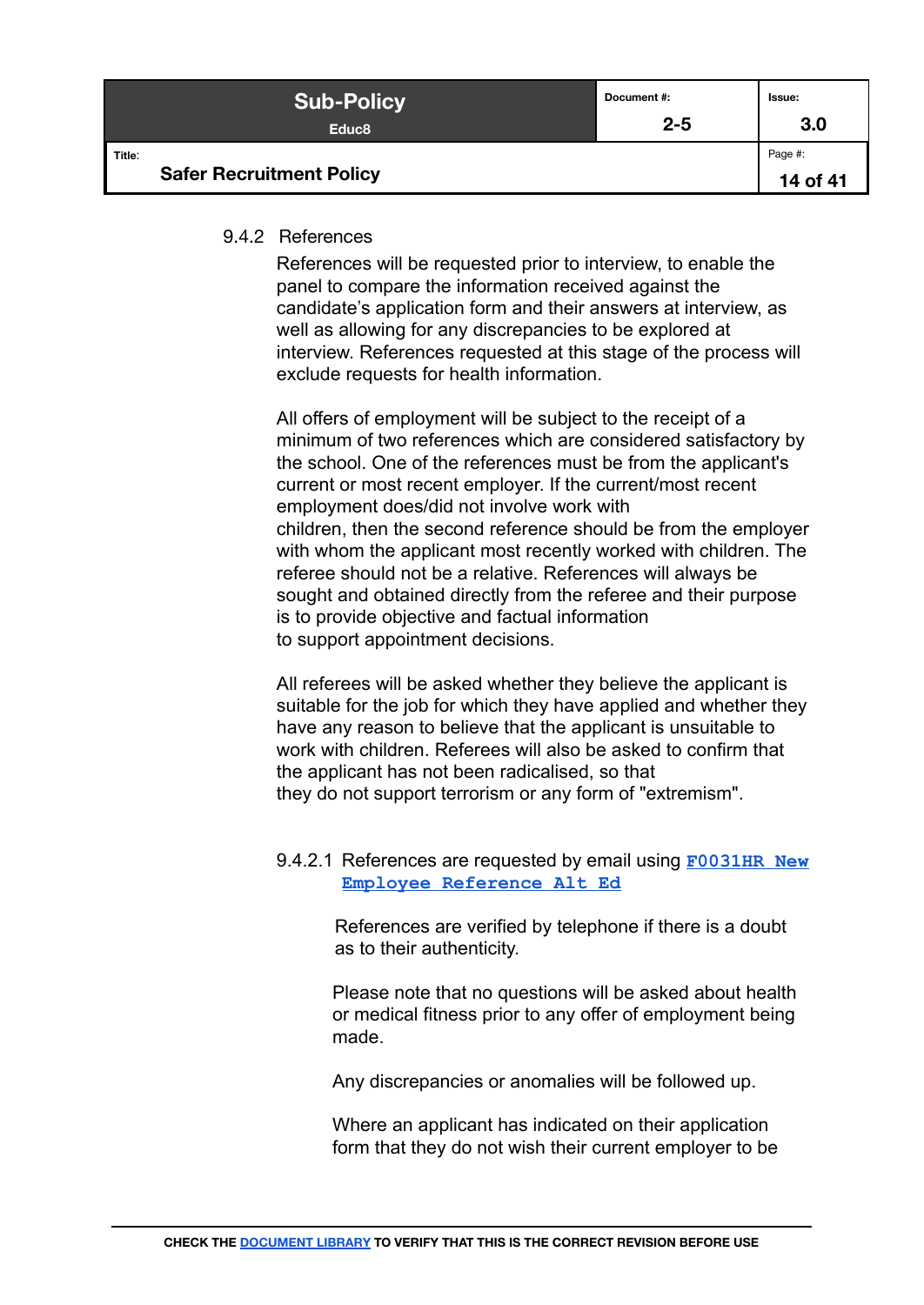#### 9.4.2 References

References will be requested prior to interview, to enable the panel to compare the information received against the candidate's application form and their answers at interview, as well as allowing for any discrepancies to be explored at interview. References requested at this stage of the process will exclude requests for health information.

All offers of employment will be subject to the receipt of a minimum of two references which are considered satisfactory by the school. One of the references must be from the applicant's current or most recent employer. If the current/most recent employment does/did not involve work with children, then the second reference should be from the employer with whom the applicant most recently worked with children. The referee should not be a relative. References will always be sought and obtained directly from the referee and their purpose is to provide objective and factual information to support appointment decisions.

All referees will be asked whether they believe the applicant is suitable for the job for which they have applied and whether they have any reason to believe that the applicant is unsuitable to work with children. Referees will also be asked to confirm that the applicant has not been radicalised, so that they do not support terrorism or any form of "extremism".

9.4.2.1 References are requested by email using **F0031HR New Employee Reference Alt Ed**

References are verified by telephone if there is a doubt as to their authenticity.

Please note that no questions will be asked about health or medical fitness prior to any offer of employment being made.

Any discrepancies or anomalies will be followed up.

Where an applicant has indicated on their application form that they do not wish their current employer to be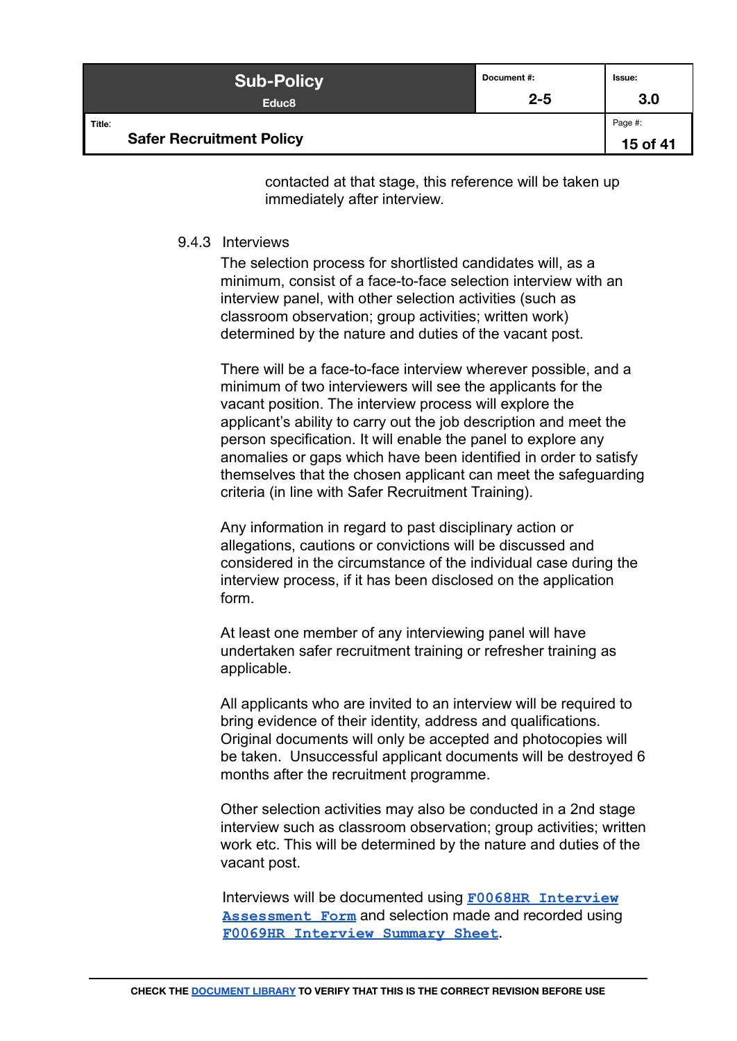contacted at that stage, this reference will be taken up immediately after interview.

#### 9.4.3 Interviews

The selection process for shortlisted candidates will, as a minimum, consist of a face-to-face selection interview with an interview panel, with other selection activities (such as classroom observation; group activities; written work) determined by the nature and duties of the vacant post.

There will be a face-to-face interview wherever possible, and a minimum of two interviewers will see the applicants for the vacant position. The interview process will explore the applicant's ability to carry out the job description and meet the person specification. It will enable the panel to explore any anomalies or gaps which have been identified in order to satisfy themselves that the chosen applicant can meet the safeguarding criteria (in line with Safer Recruitment Training).

Any information in regard to past disciplinary action or allegations, cautions or convictions will be discussed and considered in the circumstance of the individual case during the interview process, if it has been disclosed on the application form.

At least one member of any interviewing panel will have undertaken safer recruitment training or refresher training as applicable.

All applicants who are invited to an interview will be required to bring evidence of their identity, address and qualifications. Original documents will only be accepted and photocopies will be taken. Unsuccessful applicant documents will be destroyed 6 months after the recruitment programme.

Other selection activities may also be conducted in a 2nd stage interview such as classroom observation; group activities; written work etc. This will be determined by the nature and duties of the vacant post.

Interviews will be documented using `F0068HR Interview Assessment Form` and selection made and recorded using `F0069HR Interview Summary Sheet`.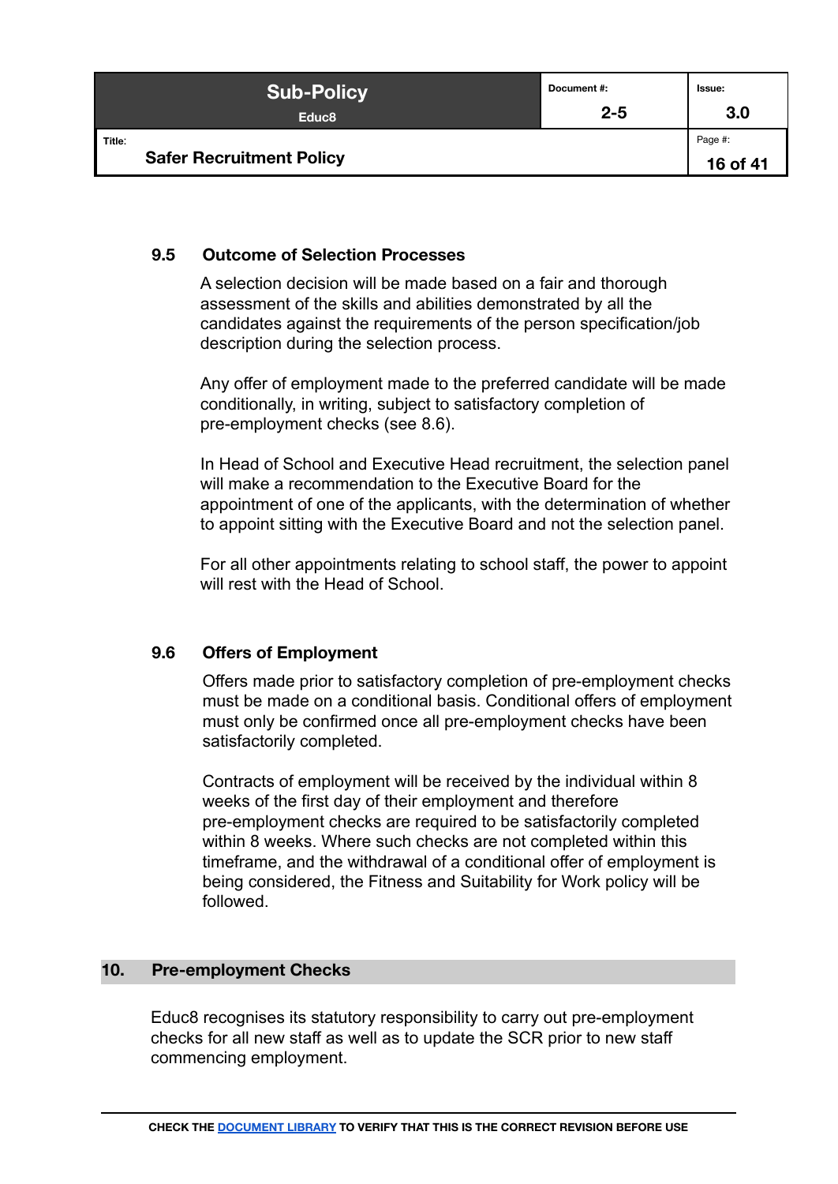### 9.5 Outcome of Selection Processes

A selection decision will be made based on a fair and thorough assessment of the skills and abilities demonstrated by all the candidates against the requirements of the person specification/job description during the selection process.

Any offer of employment made to the preferred candidate will be made conditionally, in writing, subject to satisfactory completion of pre-employment checks (see 8.6).

In Head of School and Executive Head recruitment, the selection panel will make a recommendation to the Executive Board for the appointment of one of the applicants, with the determination of whether to appoint sitting with the Executive Board and not the selection panel.

For all other appointments relating to school staff, the power to appoint will rest with the Head of School.

### 9.6 Offers of Employment

Offers made prior to satisfactory completion of pre-employment checks must be made on a conditional basis. Conditional offers of employment must only be confirmed once all pre-employment checks have been satisfactorily completed.

Contracts of employment will be received by the individual within 8 weeks of the first day of their employment and therefore pre-employment checks are required to be satisfactorily completed within 8 weeks. Where such checks are not completed within this timeframe, and the withdrawal of a conditional offer of employment is being considered, the Fitness and Suitability for Work policy will be followed.

## 10. Pre-employment Checks

Educ8 recognises its statutory responsibility to carry out pre-employment checks for all new staff as well as to update the SCR prior to new staff commencing employment.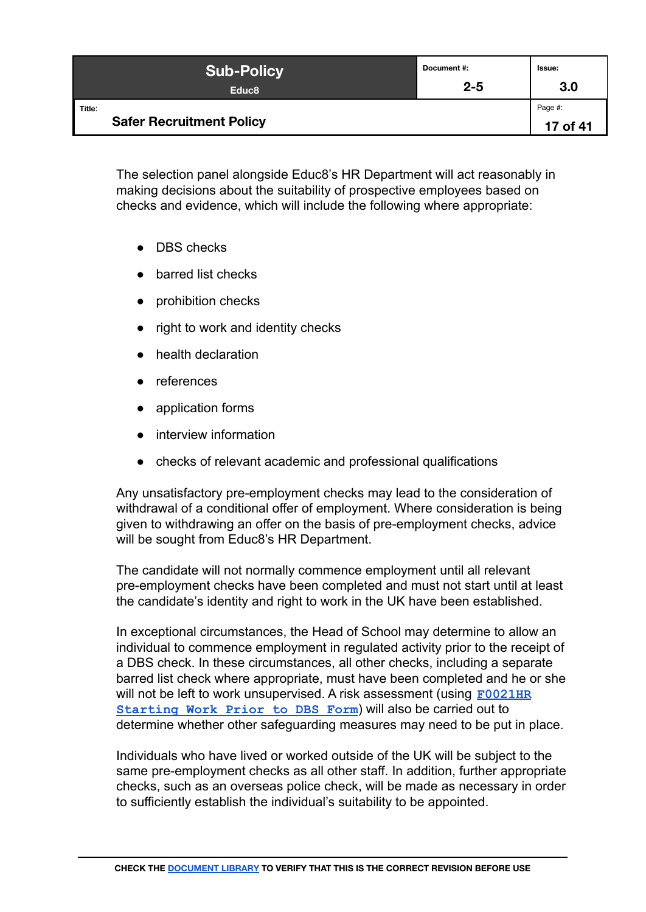The selection panel alongside Educ8's HR Department will act reasonably in making decisions about the suitability of prospective employees based on checks and evidence, which will include the following where appropriate:

- DBS checks
- barred list checks
- prohibition checks
- right to work and identity checks
- health declaration
- references
- application forms
- interview information
- checks of relevant academic and professional qualifications

Any unsatisfactory pre-employment checks may lead to the consideration of withdrawal of a conditional offer of employment. Where consideration is being given to withdrawing an offer on the basis of pre-employment checks, advice will be sought from Educ8's HR Department.

The candidate will not normally commence employment until all relevant pre-employment checks have been completed and must not start until at least the candidate's identity and right to work in the UK have been established.

In exceptional circumstances, the Head of School may determine to allow an individual to commence employment in regulated activity prior to the receipt of a DBS check. In these circumstances, all other checks, including a separate barred list check where appropriate, must have been completed and he or she will not be left to work unsupervised. A risk assessment (using **F0021HR Starting Work Prior to DBS Form**) will also be carried out to determine whether other safeguarding measures may need to be put in place.

Individuals who have lived or worked outside of the UK will be subject to the same pre-employment checks as all other staff. In addition, further appropriate checks, such as an overseas police check, will be made as necessary in order to sufficiently establish the individual's suitability to be appointed.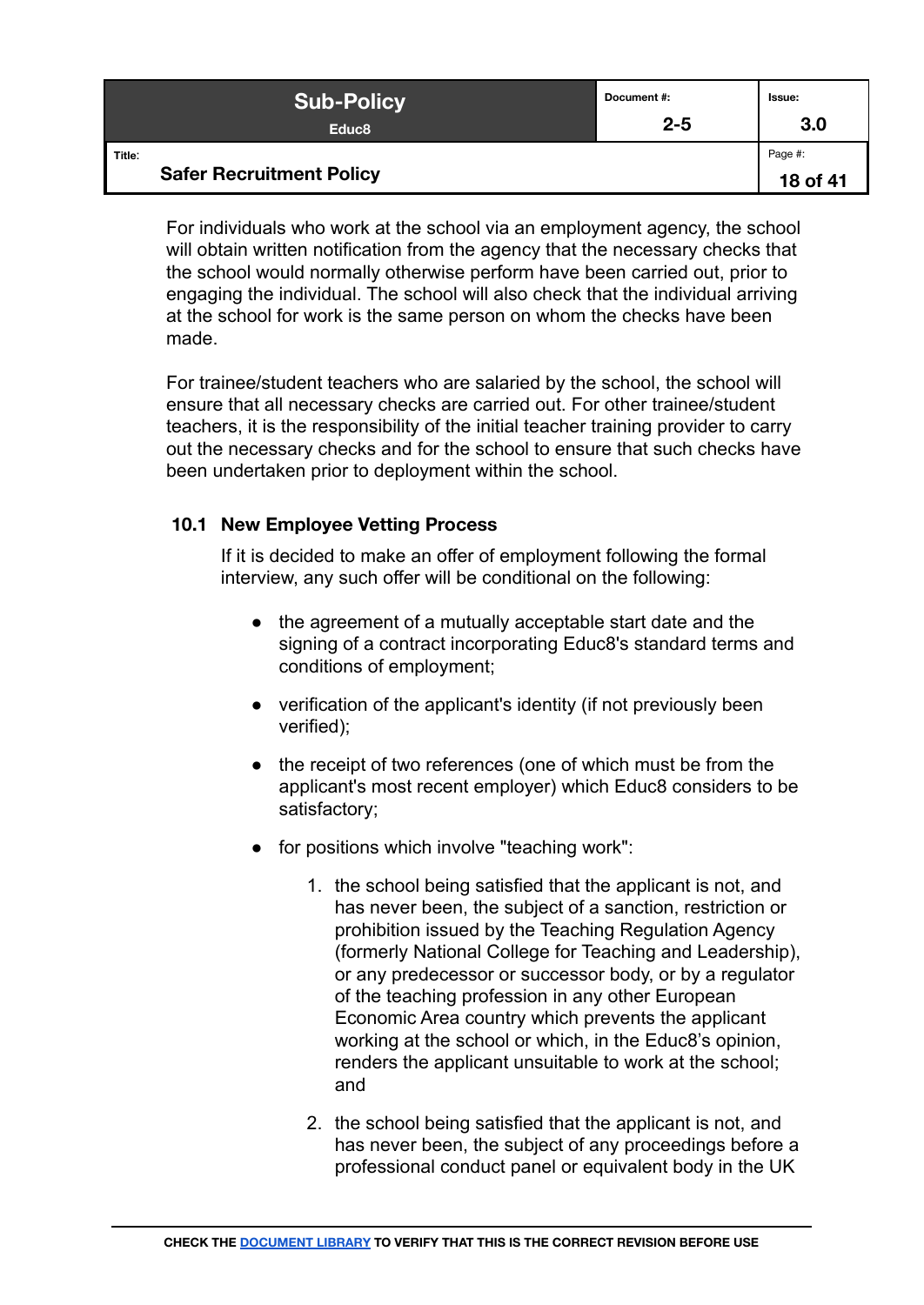For individuals who work at the school via an employment agency, the school will obtain written notification from the agency that the necessary checks that the school would normally otherwise perform have been carried out, prior to engaging the individual. The school will also check that the individual arriving at the school for work is the same person on whom the checks have been made.

For trainee/student teachers who are salaried by the school, the school will ensure that all necessary checks are carried out. For other trainee/student teachers, it is the responsibility of the initial teacher training provider to carry out the necessary checks and for the school to ensure that such checks have been undertaken prior to deployment within the school.

### 10.1 New Employee Vetting Process

If it is decided to make an offer of employment following the formal interview, any such offer will be conditional on the following:

- the agreement of a mutually acceptable start date and the signing of a contract incorporating Educ8's standard terms and conditions of employment;
- verification of the applicant's identity (if not previously been verified);
- the receipt of two references (one of which must be from the applicant's most recent employer) which Educ8 considers to be satisfactory;
- for positions which involve "teaching work":
    1. the school being satisfied that the applicant is not, and has never been, the subject of a sanction, restriction or prohibition issued by the Teaching Regulation Agency (formerly National College for Teaching and Leadership), or any predecessor or successor body, or by a regulator of the teaching profession in any other European Economic Area country which prevents the applicant working at the school or which, in the Educ8's opinion, renders the applicant unsuitable to work at the school; and
    2. the school being satisfied that the applicant is not, and has never been, the subject of any proceedings before a professional conduct panel or equivalent body in the UK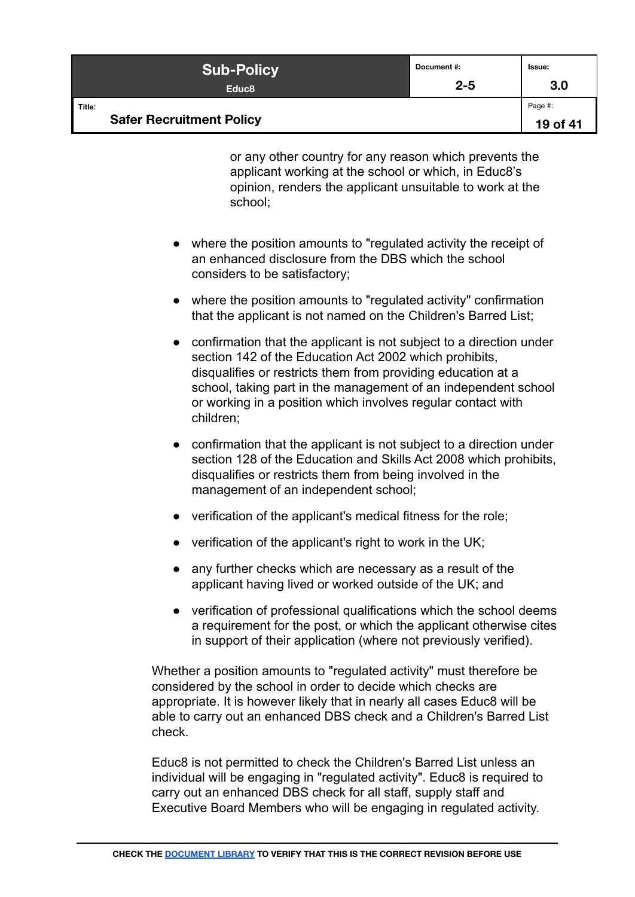or any other country for any reason which prevents the applicant working at the school or which, in Educ8's opinion, renders the applicant unsuitable to work at the school;

- where the position amounts to "regulated activity the receipt of an enhanced disclosure from the DBS which the school considers to be satisfactory;
- where the position amounts to "regulated activity" confirmation that the applicant is not named on the Children's Barred List;
- confirmation that the applicant is not subject to a direction under section 142 of the Education Act 2002 which prohibits, disqualifies or restricts them from providing education at a school, taking part in the management of an independent school or working in a position which involves regular contact with children;
- confirmation that the applicant is not subject to a direction under section 128 of the Education and Skills Act 2008 which prohibits, disqualifies or restricts them from being involved in the management of an independent school;
- verification of the applicant's medical fitness for the role;
- verification of the applicant's right to work in the UK;
- any further checks which are necessary as a result of the applicant having lived or worked outside of the UK; and
- verification of professional qualifications which the school deems a requirement for the post, or which the applicant otherwise cites in support of their application (where not previously verified).

Whether a position amounts to "regulated activity" must therefore be considered by the school in order to decide which checks are appropriate. It is however likely that in nearly all cases Educ8 will be able to carry out an enhanced DBS check and a Children's Barred List check.

Educ8 is not permitted to check the Children's Barred List unless an individual will be engaging in "regulated activity". Educ8 is required to carry out an enhanced DBS check for all staff, supply staff and Executive Board Members who will be engaging in regulated activity.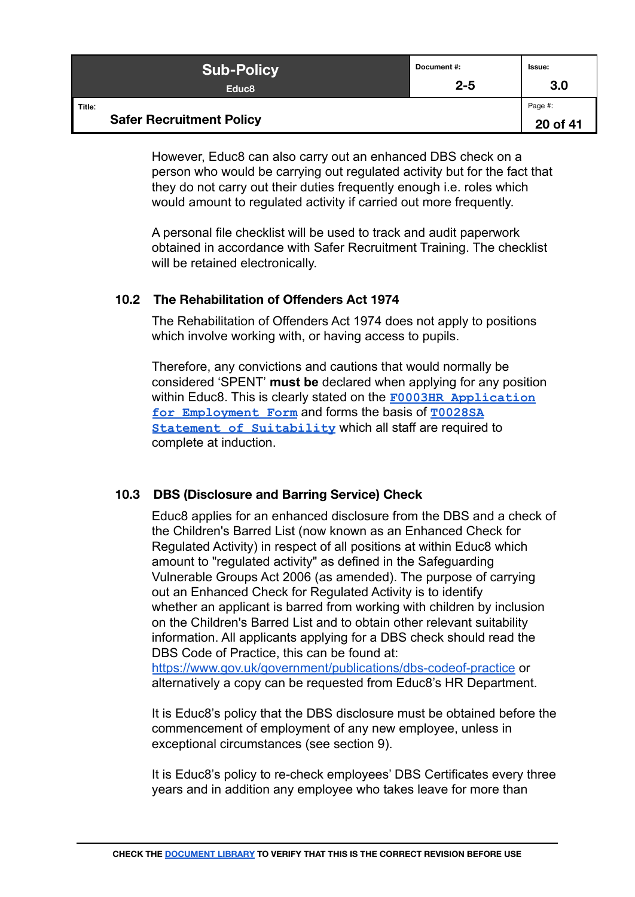However, Educ8 can also carry out an enhanced DBS check on a person who would be carrying out regulated activity but for the fact that they do not carry out their duties frequently enough i.e. roles which would amount to regulated activity if carried out more frequently.

A personal file checklist will be used to track and audit paperwork obtained in accordance with Safer Recruitment Training. The checklist will be retained electronically.

### 10.2 The Rehabilitation of Offenders Act 1974

The Rehabilitation of Offenders Act 1974 does not apply to positions which involve working with, or having access to pupils.

Therefore, any convictions and cautions that would normally be considered 'SPENT' **must be** declared when applying for any position within Educ8. This is clearly stated on the **F0003HR Application for Employment Form** and forms the basis of **T0028SA Statement of Suitability** which all staff are required to complete at induction.

### 10.3 DBS (Disclosure and Barring Service) Check

Educ8 applies for an enhanced disclosure from the DBS and a check of the Children's Barred List (now known as an Enhanced Check for Regulated Activity) in respect of all positions at within Educ8 which amount to "regulated activity" as defined in the Safeguarding Vulnerable Groups Act 2006 (as amended). The purpose of carrying out an Enhanced Check for Regulated Activity is to identify whether an applicant is barred from working with children by inclusion on the Children's Barred List and to obtain other relevant suitability information. All applicants applying for a DBS check should read the DBS Code of Practice, this can be found at: https://www.gov.uk/government/publications/dbs-codeof-practice or alternatively a copy can be requested from Educ8's HR Department.

It is Educ8's policy that the DBS disclosure must be obtained before the commencement of employment of any new employee, unless in exceptional circumstances (see section 9).

It is Educ8's policy to re-check employees' DBS Certificates every three years and in addition any employee who takes leave for more than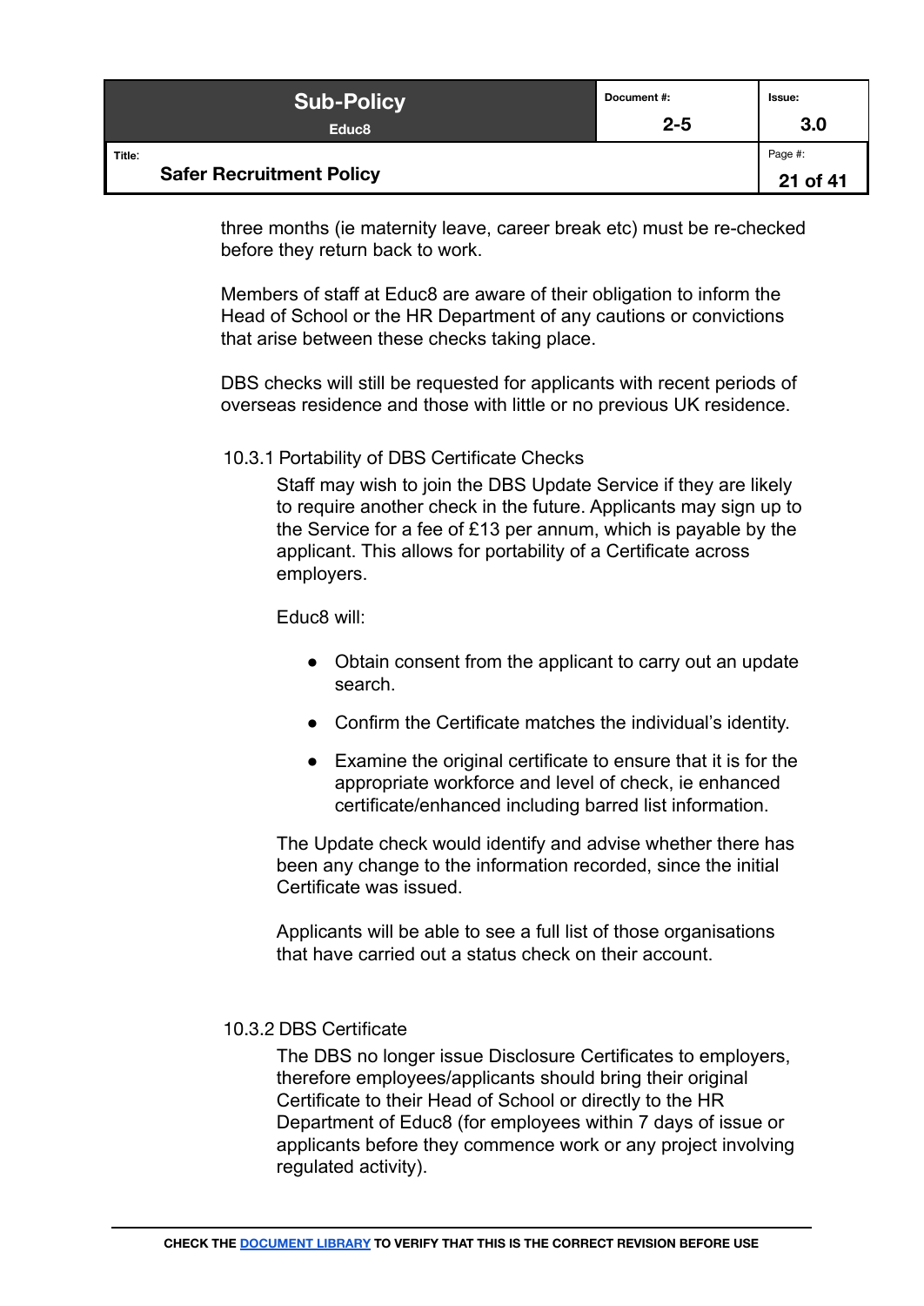three months (ie maternity leave, career break etc) must be re-checked before they return back to work.

Members of staff at Educ8 are aware of their obligation to inform the Head of School or the HR Department of any cautions or convictions that arise between these checks taking place.

DBS checks will still be requested for applicants with recent periods of overseas residence and those with little or no previous UK residence.

#### 10.3.1 Portability of DBS Certificate Checks

Staff may wish to join the DBS Update Service if they are likely to require another check in the future. Applicants may sign up to the Service for a fee of £13 per annum, which is payable by the applicant. This allows for portability of a Certificate across employers.

Educ8 will:

- Obtain consent from the applicant to carry out an update search.
- Confirm the Certificate matches the individual's identity.
- Examine the original certificate to ensure that it is for the appropriate workforce and level of check, ie enhanced certificate/enhanced including barred list information.

The Update check would identify and advise whether there has been any change to the information recorded, since the initial Certificate was issued.

Applicants will be able to see a full list of those organisations that have carried out a status check on their account.

#### 10.3.2 DBS Certificate

The DBS no longer issue Disclosure Certificates to employers, therefore employees/applicants should bring their original Certificate to their Head of School or directly to the HR Department of Educ8 (for employees within 7 days of issue or applicants before they commence work or any project involving regulated activity).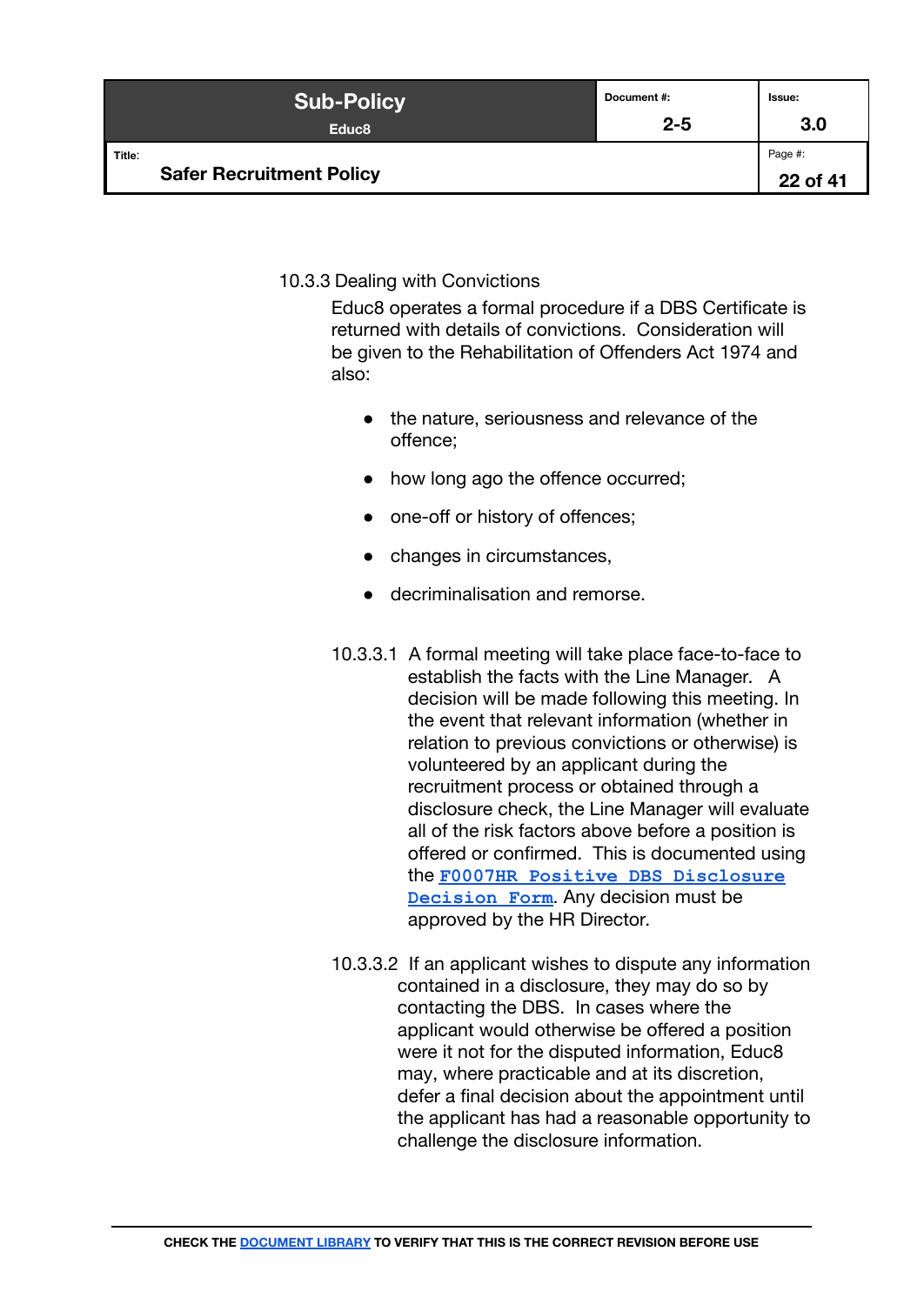### 10.3.3 Dealing with Convictions

Educ8 operates a formal procedure if a DBS Certificate is returned with details of convictions. Consideration will be given to the Rehabilitation of Offenders Act 1974 and also:

- the nature, seriousness and relevance of the offence;
- how long ago the offence occurred;
- one-off or history of offences;
- changes in circumstances,
- decriminalisation and remorse.

10.3.3.1 A formal meeting will take place face-to-face to establish the facts with the Line Manager. A decision will be made following this meeting. In the event that relevant information (whether in relation to previous convictions or otherwise) is volunteered by an applicant during the recruitment process or obtained through a disclosure check, the Line Manager will evaluate all of the risk factors above before a position is offered or confirmed. This is documented using the **F0007HR Positive DBS Disclosure Decision Form**. Any decision must be approved by the HR Director.

10.3.3.2 If an applicant wishes to dispute any information contained in a disclosure, they may do so by contacting the DBS. In cases where the applicant would otherwise be offered a position were it not for the disputed information, Educ8 may, where practicable and at its discretion, defer a final decision about the appointment until the applicant has had a reasonable opportunity to challenge the disclosure information.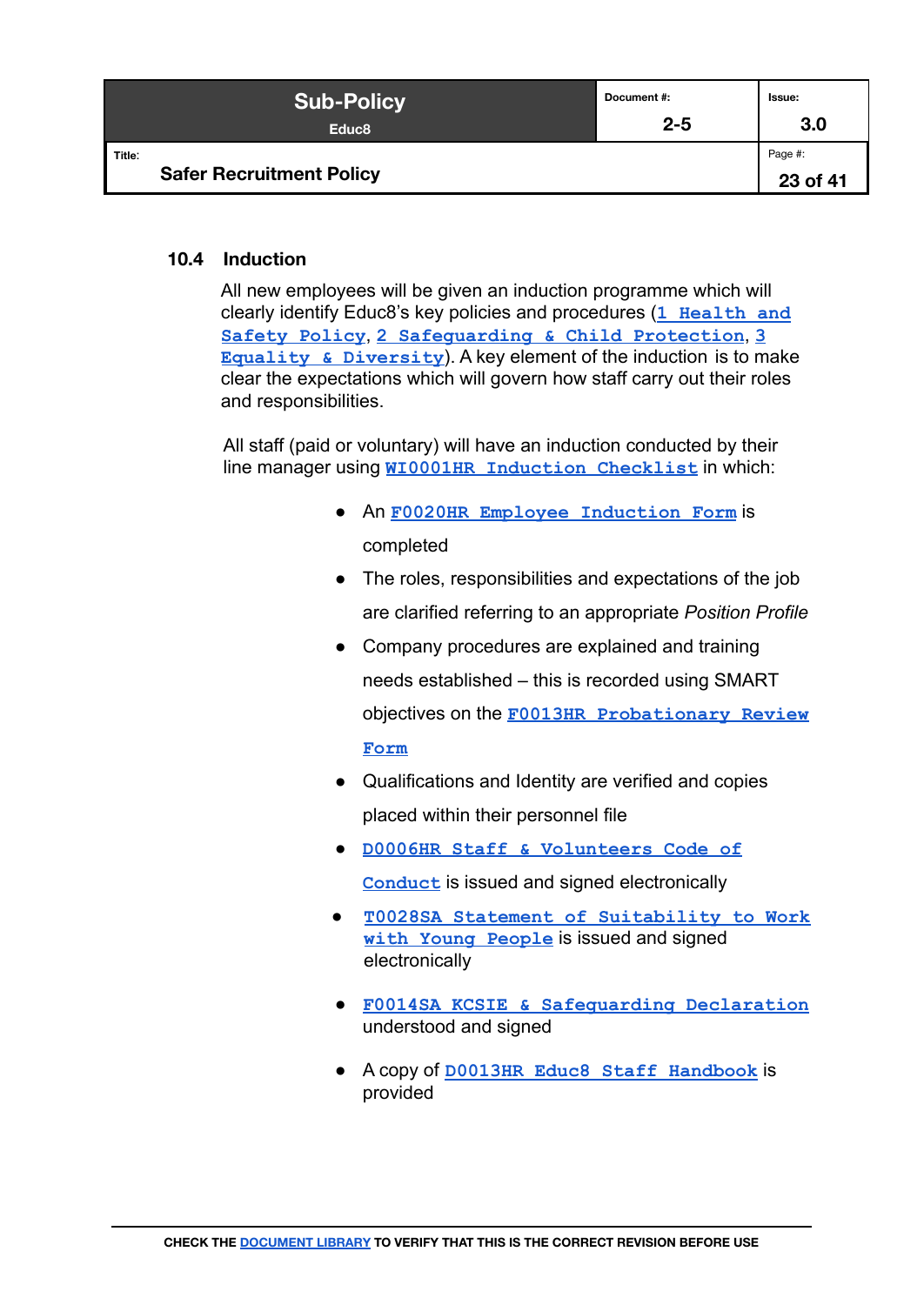### 10.4 Induction

All new employees will be given an induction programme which will clearly identify Educ8's key policies and procedures (1 Health and Safety Policy, 2 Safeguarding & Child Protection, 3 Equality & Diversity). A key element of the induction is to make clear the expectations which will govern how staff carry out their roles and responsibilities.

All staff (paid or voluntary) will have an induction conducted by their line manager using WI0001HR Induction Checklist in which:

- An F0020HR Employee Induction Form is completed
- The roles, responsibilities and expectations of the job are clarified referring to an appropriate *Position Profile*
- Company procedures are explained and training needs established – this is recorded using SMART objectives on the F0013HR Probationary Review Form
- Qualifications and Identity are verified and copies placed within their personnel file
- D0006HR Staff & Volunteers Code of Conduct is issued and signed electronically
- T0028SA Statement of Suitability to Work with Young People is issued and signed electronically
- F0014SA KCSIE & Safeguarding Declaration understood and signed
- A copy of D0013HR Educ8 Staff Handbook is provided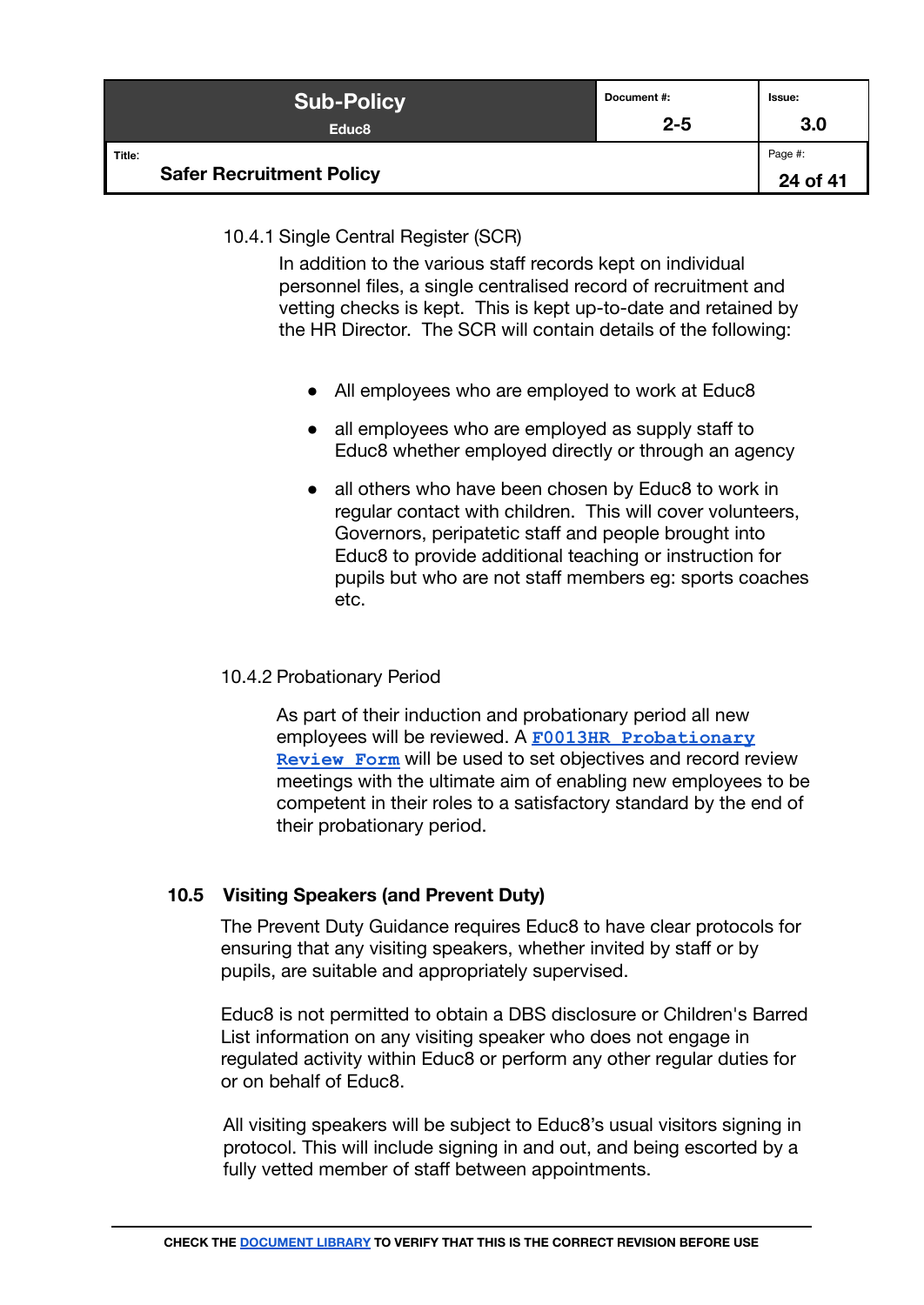#### 10.4.1 Single Central Register (SCR)

In addition to the various staff records kept on individual personnel files, a single centralised record of recruitment and vetting checks is kept. This is kept up-to-date and retained by the HR Director. The SCR will contain details of the following:

- All employees who are employed to work at Educ8
- all employees who are employed as supply staff to Educ8 whether employed directly or through an agency
- all others who have been chosen by Educ8 to work in regular contact with children. This will cover volunteers, Governors, peripatetic staff and people brought into Educ8 to provide additional teaching or instruction for pupils but who are not staff members eg: sports coaches etc.

#### 10.4.2 Probationary Period

As part of their induction and probationary period all new employees will be reviewed. A **F0013HR Probationary Review Form** will be used to set objectives and record review meetings with the ultimate aim of enabling new employees to be competent in their roles to a satisfactory standard by the end of their probationary period.

### 10.5 Visiting Speakers (and Prevent Duty)

The Prevent Duty Guidance requires Educ8 to have clear protocols for ensuring that any visiting speakers, whether invited by staff or by pupils, are suitable and appropriately supervised.

Educ8 is not permitted to obtain a DBS disclosure or Children's Barred List information on any visiting speaker who does not engage in regulated activity within Educ8 or perform any other regular duties for or on behalf of Educ8.

All visiting speakers will be subject to Educ8's usual visitors signing in protocol. This will include signing in and out, and being escorted by a fully vetted member of staff between appointments.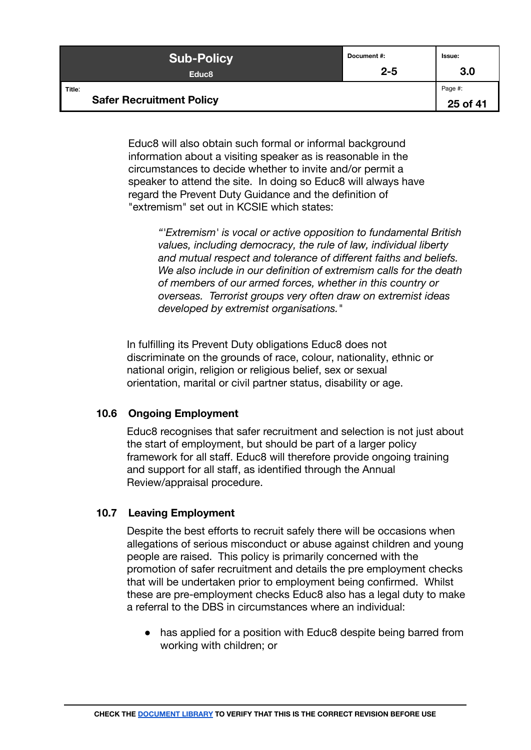Educ8 will also obtain such formal or informal background information about a visiting speaker as is reasonable in the circumstances to decide whether to invite and/or permit a speaker to attend the site. In doing so Educ8 will always have regard the Prevent Duty Guidance and the definition of "extremism" set out in KCSIE which states:

> *"'Extremism' is vocal or active opposition to fundamental British values, including democracy, the rule of law, individual liberty and mutual respect and tolerance of different faiths and beliefs. We also include in our definition of extremism calls for the death of members of our armed forces, whether in this country or overseas. Terrorist groups very often draw on extremist ideas developed by extremist organisations."*

In fulfilling its Prevent Duty obligations Educ8 does not discriminate on the grounds of race, colour, nationality, ethnic or national origin, religion or religious belief, sex or sexual orientation, marital or civil partner status, disability or age.

### 10.6 Ongoing Employment

Educ8 recognises that safer recruitment and selection is not just about the start of employment, but should be part of a larger policy framework for all staff. Educ8 will therefore provide ongoing training and support for all staff, as identified through the Annual Review/appraisal procedure.

### 10.7 Leaving Employment

Despite the best efforts to recruit safely there will be occasions when allegations of serious misconduct or abuse against children and young people are raised. This policy is primarily concerned with the promotion of safer recruitment and details the pre employment checks that will be undertaken prior to employment being confirmed. Whilst these are pre-employment checks Educ8 also has a legal duty to make a referral to the DBS in circumstances where an individual:

- has applied for a position with Educ8 despite being barred from working with children; or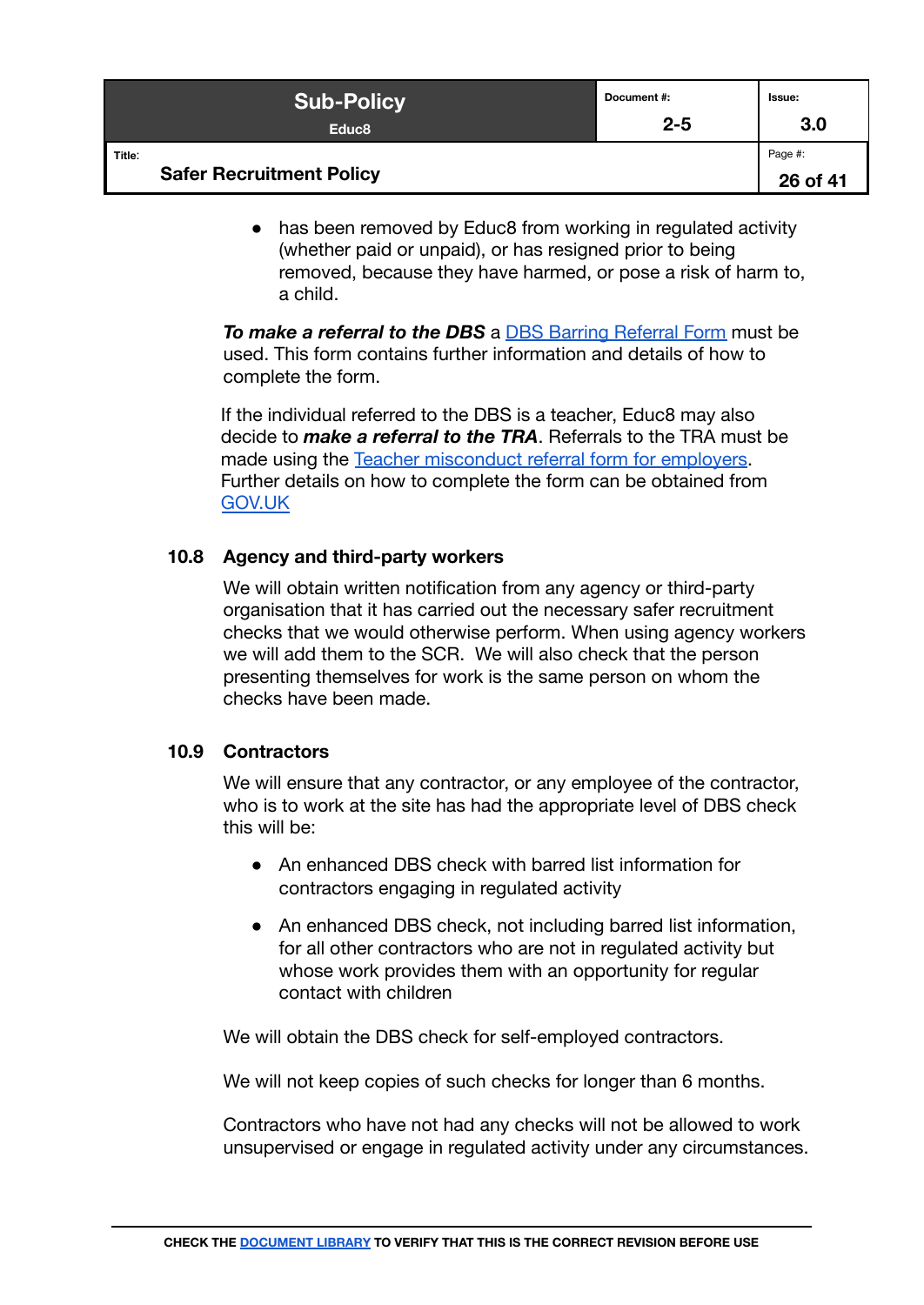- has been removed by Educ8 from working in regulated activity (whether paid or unpaid), or has resigned prior to being removed, because they have harmed, or pose a risk of harm to, a child.

***To make a referral to the DBS*** a DBS Barring Referral Form must be used. This form contains further information and details of how to complete the form.

If the individual referred to the DBS is a teacher, Educ8 may also decide to ***make a referral to the TRA***. Referrals to the TRA must be made using the Teacher misconduct referral form for employers. Further details on how to complete the form can be obtained from GOV.UK

### 10.8 Agency and third-party workers

We will obtain written notification from any agency or third-party organisation that it has carried out the necessary safer recruitment checks that we would otherwise perform. When using agency workers we will add them to the SCR. We will also check that the person presenting themselves for work is the same person on whom the checks have been made.

### 10.9 Contractors

We will ensure that any contractor, or any employee of the contractor, who is to work at the site has had the appropriate level of DBS check this will be:

- An enhanced DBS check with barred list information for contractors engaging in regulated activity
- An enhanced DBS check, not including barred list information, for all other contractors who are not in regulated activity but whose work provides them with an opportunity for regular contact with children

We will obtain the DBS check for self-employed contractors.

We will not keep copies of such checks for longer than 6 months.

Contractors who have not had any checks will not be allowed to work unsupervised or engage in regulated activity under any circumstances.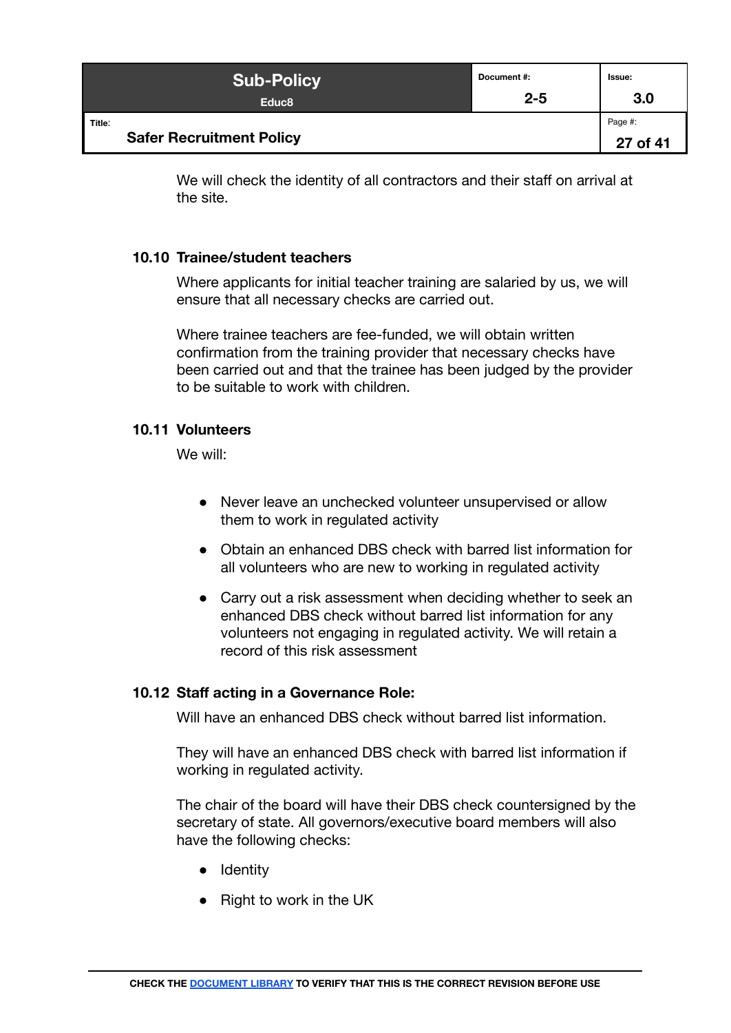We will check the identity of all contractors and their staff on arrival at the site.

### 10.10 Trainee/student teachers

Where applicants for initial teacher training are salaried by us, we will ensure that all necessary checks are carried out.

Where trainee teachers are fee-funded, we will obtain written confirmation from the training provider that necessary checks have been carried out and that the trainee has been judged by the provider to be suitable to work with children.

### 10.11 Volunteers

We will:

- Never leave an unchecked volunteer unsupervised or allow them to work in regulated activity
- Obtain an enhanced DBS check with barred list information for all volunteers who are new to working in regulated activity
- Carry out a risk assessment when deciding whether to seek an enhanced DBS check without barred list information for any volunteers not engaging in regulated activity. We will retain a record of this risk assessment

### 10.12 Staff acting in a Governance Role:

Will have an enhanced DBS check without barred list information.

They will have an enhanced DBS check with barred list information if working in regulated activity.

The chair of the board will have their DBS check countersigned by the secretary of state. All governors/executive board members will also have the following checks:

- Identity
- Right to work in the UK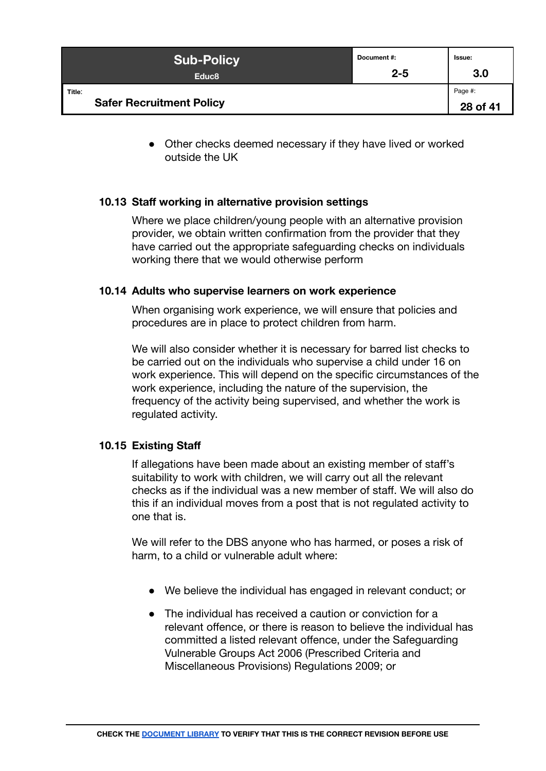- Other checks deemed necessary if they have lived or worked outside the UK

### 10.13 Staff working in alternative provision settings

Where we place children/young people with an alternative provision provider, we obtain written confirmation from the provider that they have carried out the appropriate safeguarding checks on individuals working there that we would otherwise perform

### 10.14 Adults who supervise learners on work experience

When organising work experience, we will ensure that policies and procedures are in place to protect children from harm.

We will also consider whether it is necessary for barred list checks to be carried out on the individuals who supervise a child under 16 on work experience. This will depend on the specific circumstances of the work experience, including the nature of the supervision, the frequency of the activity being supervised, and whether the work is regulated activity.

### 10.15 Existing Staff

If allegations have been made about an existing member of staff's suitability to work with children, we will carry out all the relevant checks as if the individual was a new member of staff. We will also do this if an individual moves from a post that is not regulated activity to one that is.

We will refer to the DBS anyone who has harmed, or poses a risk of harm, to a child or vulnerable adult where:

- We believe the individual has engaged in relevant conduct; or
- The individual has received a caution or conviction for a relevant offence, or there is reason to believe the individual has committed a listed relevant offence, under the Safeguarding Vulnerable Groups Act 2006 (Prescribed Criteria and Miscellaneous Provisions) Regulations 2009; or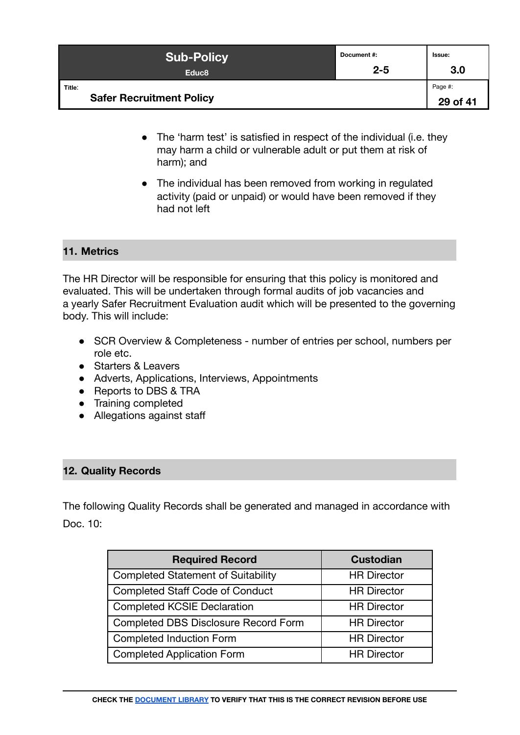- The 'harm test' is satisfied in respect of the individual (i.e. they may harm a child or vulnerable adult or put them at risk of harm); and
- The individual has been removed from working in regulated activity (paid or unpaid) or would have been removed if they had not left

## 11. Metrics

The HR Director will be responsible for ensuring that this policy is monitored and evaluated. This will be undertaken through formal audits of job vacancies and a yearly Safer Recruitment Evaluation audit which will be presented to the governing body. This will include:

- SCR Overview & Completeness - number of entries per school, numbers per role etc.
- Starters & Leavers
- Adverts, Applications, Interviews, Appointments
- Reports to DBS & TRA
- Training completed
- Allegations against staff

## 12. Quality Records

The following Quality Records shall be generated and managed in accordance with Doc. 10:

| Required Record | Custodian |
| --- | --- |
| Completed Statement of Suitability | HR Director |
| Completed Staff Code of Conduct | HR Director |
| Completed KCSIE Declaration | HR Director |
| Completed DBS Disclosure Record Form | HR Director |
| Completed Induction Form | HR Director |
| Completed Application Form | HR Director |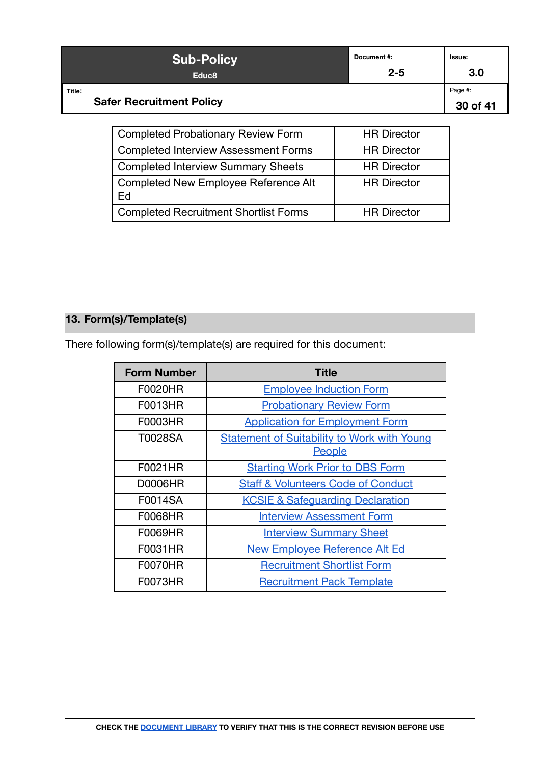| | |
|---|---|
| Completed Probationary Review Form | HR Director |
| Completed Interview Assessment Forms | HR Director |
| Completed Interview Summary Sheets | HR Director |
| Completed New Employee Reference Alt Ed | HR Director |
| Completed Recruitment Shortlist Forms | HR Director |

## 13. Form(s)/Template(s)

There following form(s)/template(s) are required for this document:

| Form Number | Title |
|---|---|
| F0020HR | Employee Induction Form |
| F0013HR | Probationary Review Form |
| F0003HR | Application for Employment Form |
| T0028SA | Statement of Suitability to Work with Young People |
| F0021HR | Starting Work Prior to DBS Form |
| D0006HR | Staff & Volunteers Code of Conduct |
| F0014SA | KCSIE & Safeguarding Declaration |
| F0068HR | Interview Assessment Form |
| F0069HR | Interview Summary Sheet |
| F0031HR | New Employee Reference Alt Ed |
| F0070HR | Recruitment Shortlist Form |
| F0073HR | Recruitment Pack Template |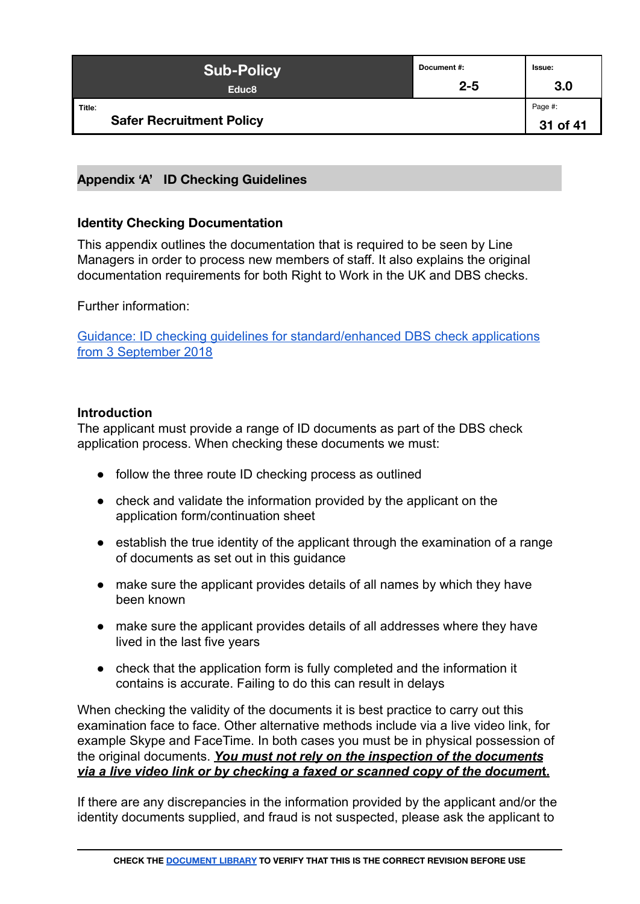## Appendix 'A' ID Checking Guidelines

### Identity Checking Documentation

This appendix outlines the documentation that is required to be seen by Line Managers in order to process new members of staff. It also explains the original documentation requirements for both Right to Work in the UK and DBS checks.

Further information:

[Guidance: ID checking guidelines for standard/enhanced DBS check applications from 3 September 2018]()

### Introduction

The applicant must provide a range of ID documents as part of the DBS check application process. When checking these documents we must:

- follow the three route ID checking process as outlined
- check and validate the information provided by the applicant on the application form/continuation sheet
- establish the true identity of the applicant through the examination of a range of documents as set out in this guidance
- make sure the applicant provides details of all names by which they have been known
- make sure the applicant provides details of all addresses where they have lived in the last five years
- check that the application form is fully completed and the information it contains is accurate. Failing to do this can result in delays

When checking the validity of the documents it is best practice to carry out this examination face to face. Other alternative methods include via a live video link, for example Skype and FaceTime. In both cases you must be in physical possession of the original documents. ***You must not rely on the inspection of the documents via a live video link or by checking a faxed or scanned copy of the document*****.**

If there are any discrepancies in the information provided by the applicant and/or the identity documents supplied, and fraud is not suspected, please ask the applicant to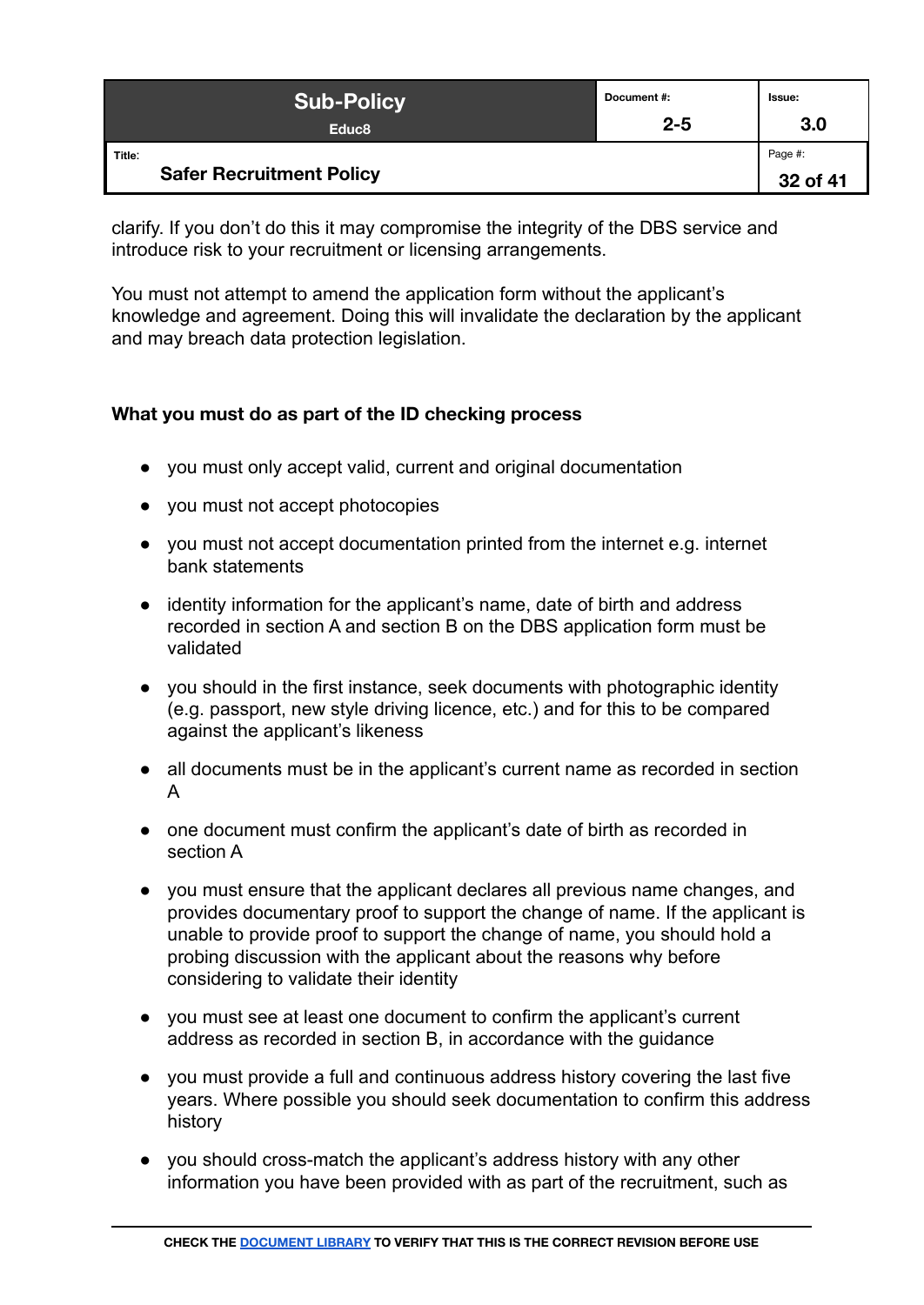clarify. If you don't do this it may compromise the integrity of the DBS service and introduce risk to your recruitment or licensing arrangements.

You must not attempt to amend the application form without the applicant's knowledge and agreement. Doing this will invalidate the declaration by the applicant and may breach data protection legislation.

**What you must do as part of the ID checking process**

- you must only accept valid, current and original documentation
- you must not accept photocopies
- you must not accept documentation printed from the internet e.g. internet bank statements
- identity information for the applicant's name, date of birth and address recorded in section A and section B on the DBS application form must be validated
- you should in the first instance, seek documents with photographic identity (e.g. passport, new style driving licence, etc.) and for this to be compared against the applicant's likeness
- all documents must be in the applicant's current name as recorded in section A
- one document must confirm the applicant's date of birth as recorded in section A
- you must ensure that the applicant declares all previous name changes, and provides documentary proof to support the change of name. If the applicant is unable to provide proof to support the change of name, you should hold a probing discussion with the applicant about the reasons why before considering to validate their identity
- you must see at least one document to confirm the applicant's current address as recorded in section B, in accordance with the guidance
- you must provide a full and continuous address history covering the last five years. Where possible you should seek documentation to confirm this address history
- you should cross-match the applicant's address history with any other information you have been provided with as part of the recruitment, such as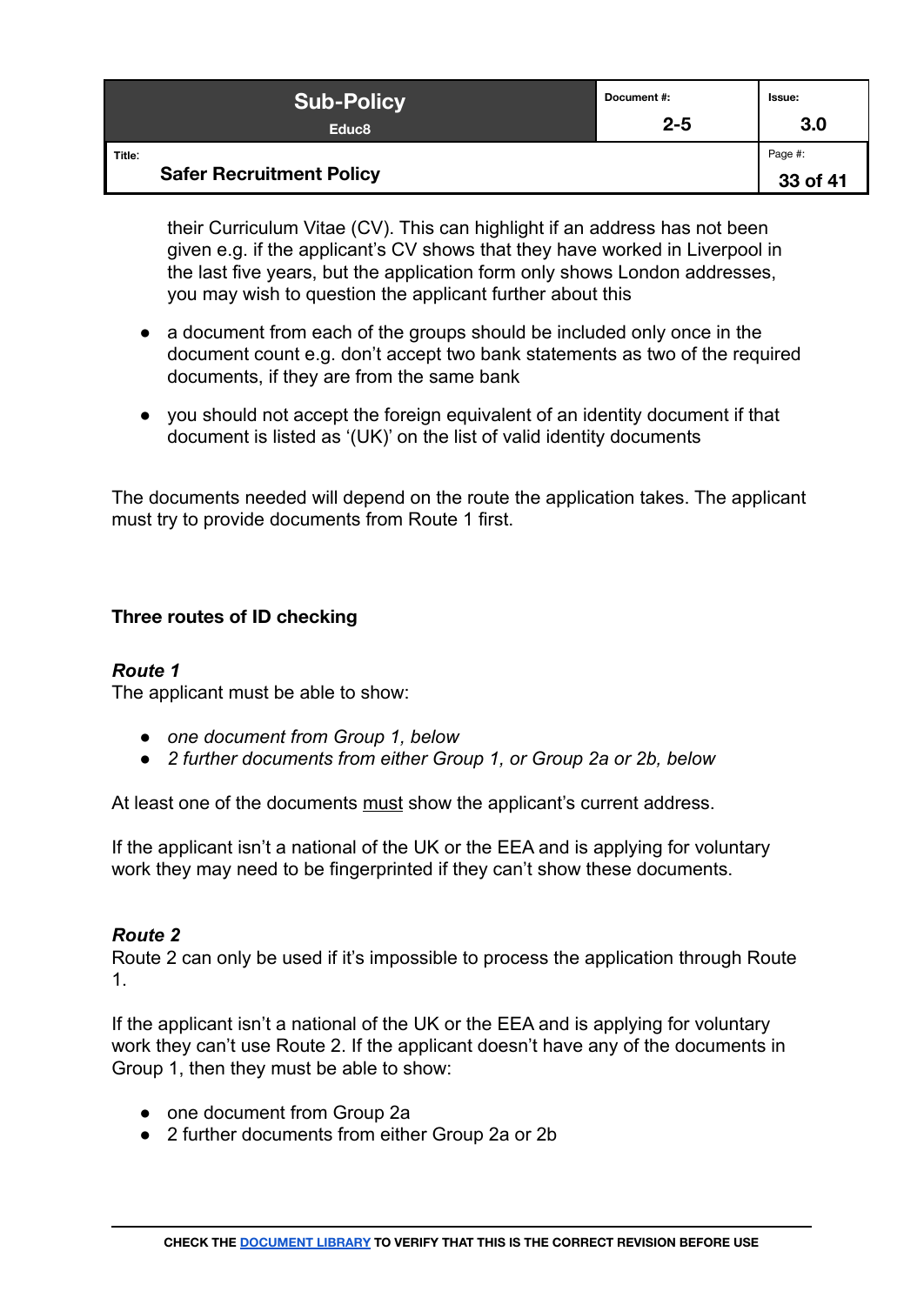their Curriculum Vitae (CV). This can highlight if an address has not been given e.g. if the applicant's CV shows that they have worked in Liverpool in the last five years, but the application form only shows London addresses, you may wish to question the applicant further about this

- a document from each of the groups should be included only once in the document count e.g. don't accept two bank statements as two of the required documents, if they are from the same bank
- you should not accept the foreign equivalent of an identity document if that document is listed as '(UK)' on the list of valid identity documents

The documents needed will depend on the route the application takes. The applicant must try to provide documents from Route 1 first.

**Three routes of ID checking**

***Route 1***

The applicant must be able to show:

- *one document from Group 1, below*
- *2 further documents from either Group 1, or Group 2a or 2b, below*

At least one of the documents must show the applicant's current address.

If the applicant isn't a national of the UK or the EEA and is applying for voluntary work they may need to be fingerprinted if they can't show these documents.

***Route 2***

Route 2 can only be used if it's impossible to process the application through Route 1.

If the applicant isn't a national of the UK or the EEA and is applying for voluntary work they can't use Route 2. If the applicant doesn't have any of the documents in Group 1, then they must be able to show:

- one document from Group 2a
- 2 further documents from either Group 2a or 2b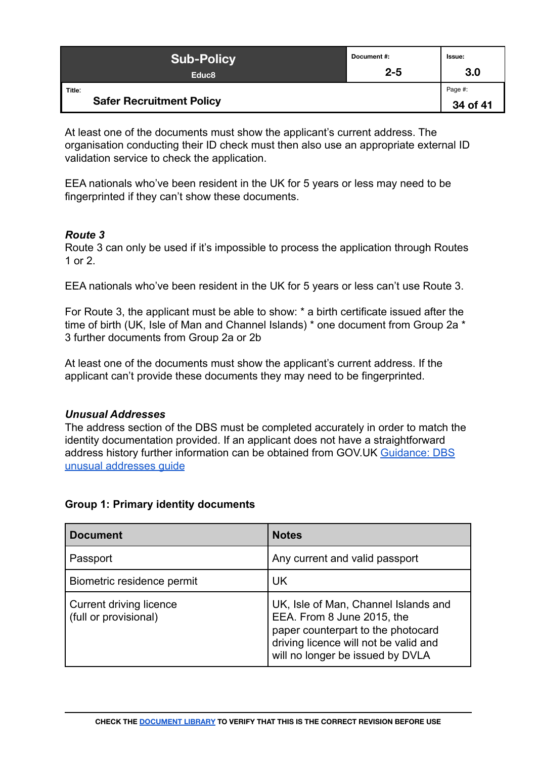At least one of the documents must show the applicant's current address. The organisation conducting their ID check must then also use an appropriate external ID validation service to check the application.

EEA nationals who've been resident in the UK for 5 years or less may need to be fingerprinted if they can't show these documents.

***Route 3***

Route 3 can only be used if it's impossible to process the application through Routes 1 or 2.

EEA nationals who've been resident in the UK for 5 years or less can't use Route 3.

For Route 3, the applicant must be able to show: * a birth certificate issued after the time of birth (UK, Isle of Man and Channel Islands) * one document from Group 2a * 3 further documents from Group 2a or 2b

At least one of the documents must show the applicant's current address. If the applicant can't provide these documents they may need to be fingerprinted.

***Unusual Addresses***

The address section of the DBS must be completed accurately in order to match the identity documentation provided. If an applicant does not have a straightforward address history further information can be obtained from GOV.UK Guidance: DBS unusual addresses guide

**Group 1: Primary identity documents**

| Document | Notes |
|---|---|
| Passport | Any current and valid passport |
| Biometric residence permit | UK |
| Current driving licence (full or provisional) | UK, Isle of Man, Channel Islands and EEA. From 8 June 2015, the paper counterpart to the photocard driving licence will not be valid and will no longer be issued by DVLA |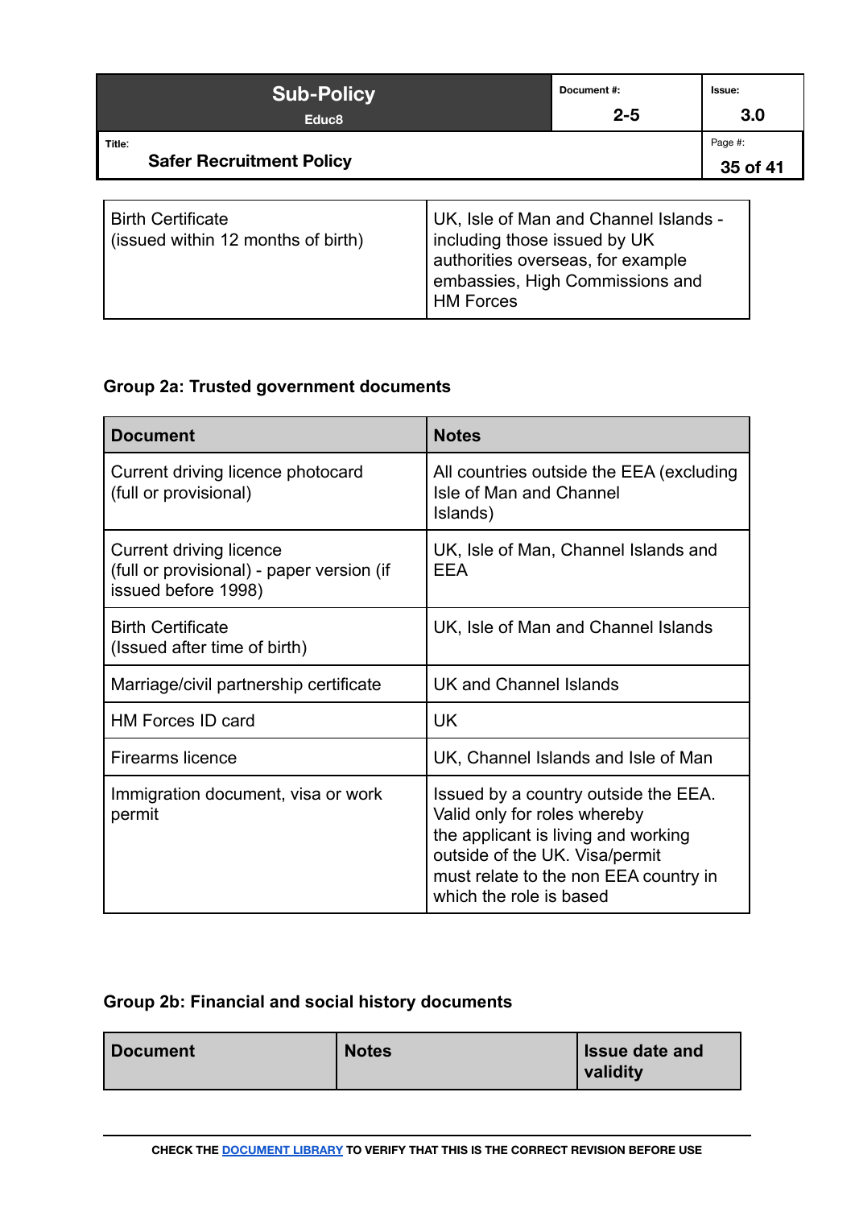| | |
|---|---|
| Birth Certificate (issued within 12 months of birth) | UK, Isle of Man and Channel Islands - including those issued by UK authorities overseas, for example embassies, High Commissions and HM Forces |

**Group 2a: Trusted government documents**

| Document | Notes |
|---|---|
| Current driving licence photocard (full or provisional) | All countries outside the EEA (excluding Isle of Man and Channel Islands) |
| Current driving licence (full or provisional) - paper version (if issued before 1998) | UK, Isle of Man, Channel Islands and EEA |
| Birth Certificate (Issued after time of birth) | UK, Isle of Man and Channel Islands |
| Marriage/civil partnership certificate | UK and Channel Islands |
| HM Forces ID card | UK |
| Firearms licence | UK, Channel Islands and Isle of Man |
| Immigration document, visa or work permit | Issued by a country outside the EEA. Valid only for roles whereby the applicant is living and working outside of the UK. Visa/permit must relate to the non EEA country in which the role is based |

**Group 2b: Financial and social history documents**

| Document | Notes | Issue date and validity |
|---|---|---|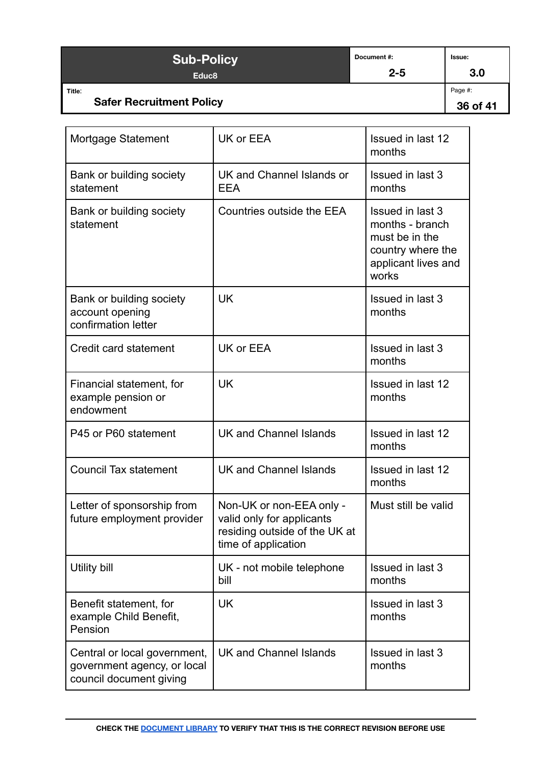| Mortgage Statement | UK or EEA | Issued in last 12 months |
|---|---|---|
| Bank or building society statement | UK and Channel Islands or EEA | Issued in last 3 months |
| Bank or building society statement | Countries outside the EEA | Issued in last 3 months - branch must be in the country where the applicant lives and works |
| Bank or building society account opening confirmation letter | UK | Issued in last 3 months |
| Credit card statement | UK or EEA | Issued in last 3 months |
| Financial statement, for example pension or endowment | UK | Issued in last 12 months |
| P45 or P60 statement | UK and Channel Islands | Issued in last 12 months |
| Council Tax statement | UK and Channel Islands | Issued in last 12 months |
| Letter of sponsorship from future employment provider | Non-UK or non-EEA only - valid only for applicants residing outside of the UK at time of application | Must still be valid |
| Utility bill | UK - not mobile telephone bill | Issued in last 3 months |
| Benefit statement, for example Child Benefit, Pension | UK | Issued in last 3 months |
| Central or local government, government agency, or local council document giving | UK and Channel Islands | Issued in last 3 months |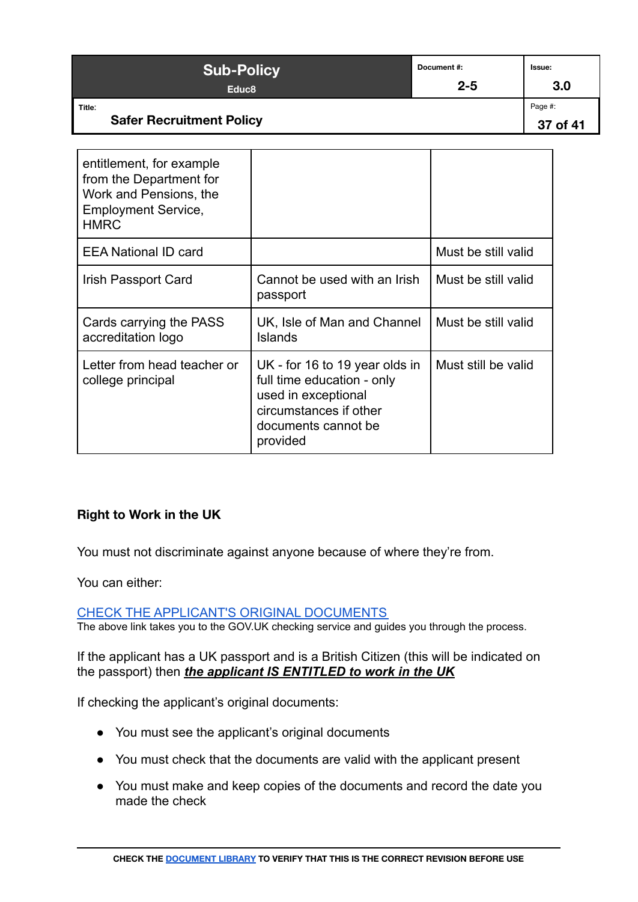| | | |
|---|---|---|
| entitlement, for example from the Department for Work and Pensions, the Employment Service, HMRC | | |
| EEA National ID card | | Must be still valid |
| Irish Passport Card | Cannot be used with an Irish passport | Must be still valid |
| Cards carrying the PASS accreditation logo | UK, Isle of Man and Channel Islands | Must be still valid |
| Letter from head teacher or college principal | UK - for 16 to 19 year olds in full time education - only used in exceptional circumstances if other documents cannot be provided | Must still be valid |

**Right to Work in the UK**

You must not discriminate against anyone because of where they're from.

You can either:

[CHECK THE APPLICANT'S ORIGINAL DOCUMENTS]()

The above link takes you to the GOV.UK checking service and guides you through the process.

If the applicant has a UK passport and is a British Citizen (this will be indicated on the passport) then ***the applicant IS ENTITLED to work in the UK***

If checking the applicant's original documents:

- You must see the applicant's original documents
- You must check that the documents are valid with the applicant present
- You must make and keep copies of the documents and record the date you made the check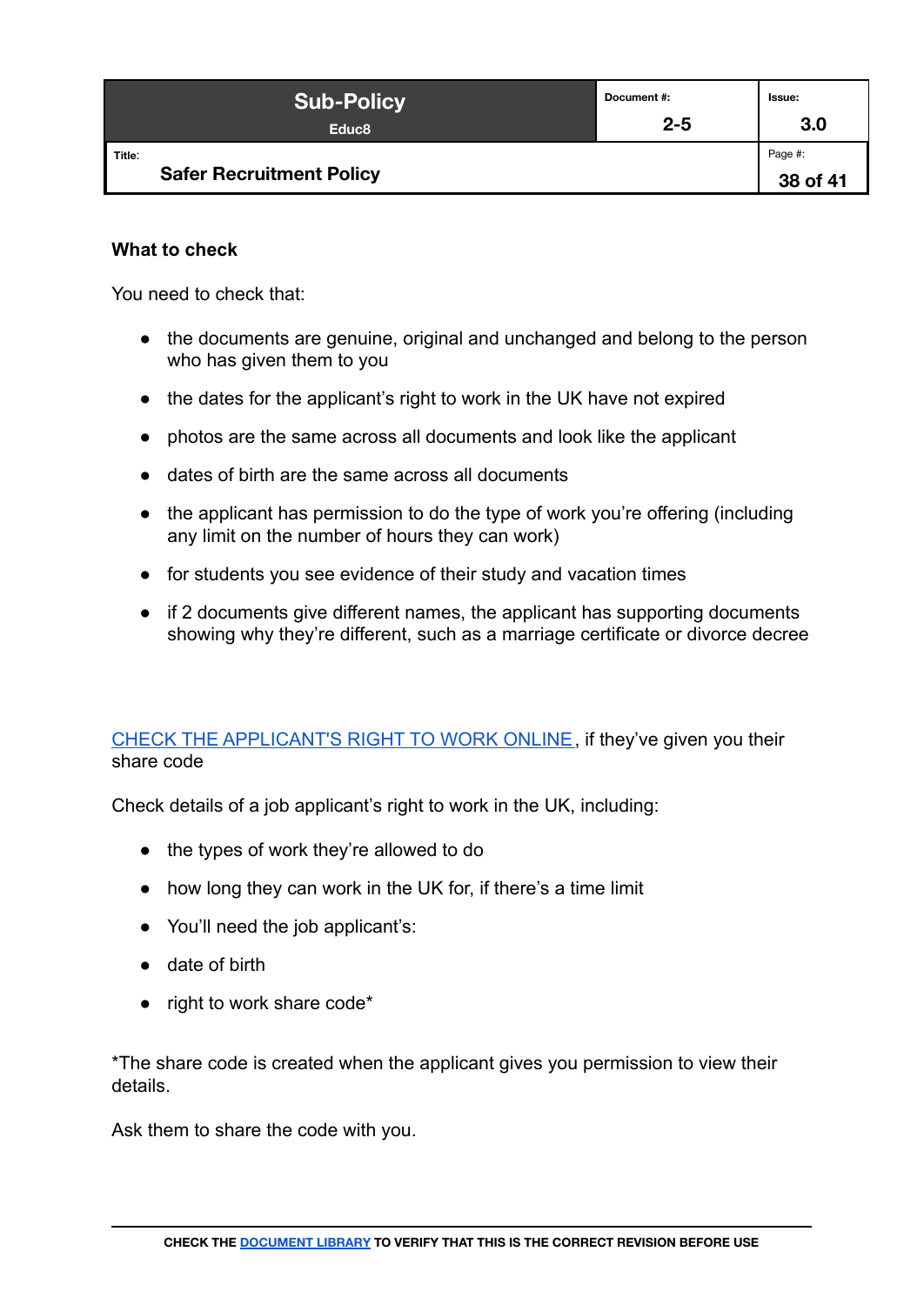**What to check**

You need to check that:

- the documents are genuine, original and unchanged and belong to the person who has given them to you
- the dates for the applicant's right to work in the UK have not expired
- photos are the same across all documents and look like the applicant
- dates of birth are the same across all documents
- the applicant has permission to do the type of work you're offering (including any limit on the number of hours they can work)
- for students you see evidence of their study and vacation times
- if 2 documents give different names, the applicant has supporting documents showing why they're different, such as a marriage certificate or divorce decree

CHECK THE APPLICANT'S RIGHT TO WORK ONLINE, if they've given you their share code

Check details of a job applicant's right to work in the UK, including:

- the types of work they're allowed to do
- how long they can work in the UK for, if there's a time limit
- You'll need the job applicant's:
- date of birth
- right to work share code*

*The share code is created when the applicant gives you permission to view their details.

Ask them to share the code with you.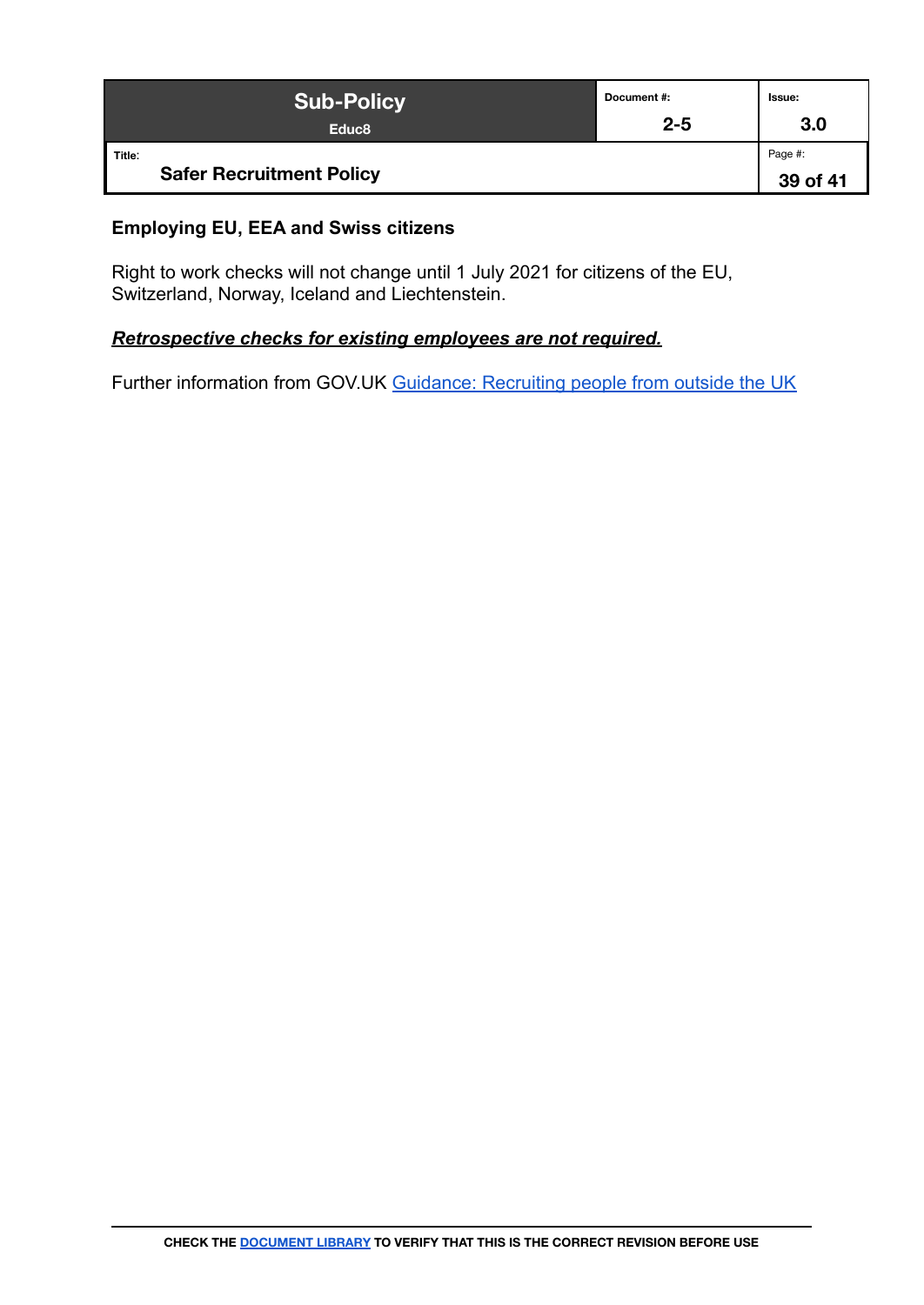### Employing EU, EEA and Swiss citizens

Right to work checks will not change until 1 July 2021 for citizens of the EU, Switzerland, Norway, Iceland and Liechtenstein.

***Retrospective checks for existing employees are not required.***

Further information from GOV.UK Guidance: Recruiting people from outside the UK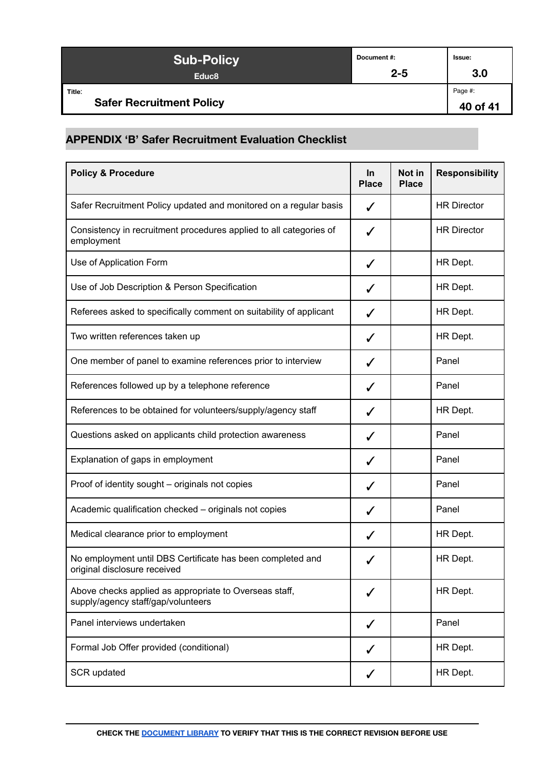## APPENDIX ‘B’ Safer Recruitment Evaluation Checklist

| Policy & Procedure | In Place | Not in Place | Responsibility |
|---|---|---|---|
| Safer Recruitment Policy updated and monitored on a regular basis | ✓ | | HR Director |
| Consistency in recruitment procedures applied to all categories of employment | ✓ | | HR Director |
| Use of Application Form | ✓ | | HR Dept. |
| Use of Job Description & Person Specification | ✓ | | HR Dept. |
| Referees asked to specifically comment on suitability of applicant | ✓ | | HR Dept. |
| Two written references taken up | ✓ | | HR Dept. |
| One member of panel to examine references prior to interview | ✓ | | Panel |
| References followed up by a telephone reference | ✓ | | Panel |
| References to be obtained for volunteers/supply/agency staff | ✓ | | HR Dept. |
| Questions asked on applicants child protection awareness | ✓ | | Panel |
| Explanation of gaps in employment | ✓ | | Panel |
| Proof of identity sought – originals not copies | ✓ | | Panel |
| Academic qualification checked – originals not copies | ✓ | | Panel |
| Medical clearance prior to employment | ✓ | | HR Dept. |
| No employment until DBS Certificate has been completed and original disclosure received | ✓ | | HR Dept. |
| Above checks applied as appropriate to Overseas staff, supply/agency staff/gap/volunteers | ✓ | | HR Dept. |
| Panel interviews undertaken | ✓ | | Panel |
| Formal Job Offer provided (conditional) | ✓ | | HR Dept. |
| SCR updated | ✓ | | HR Dept. |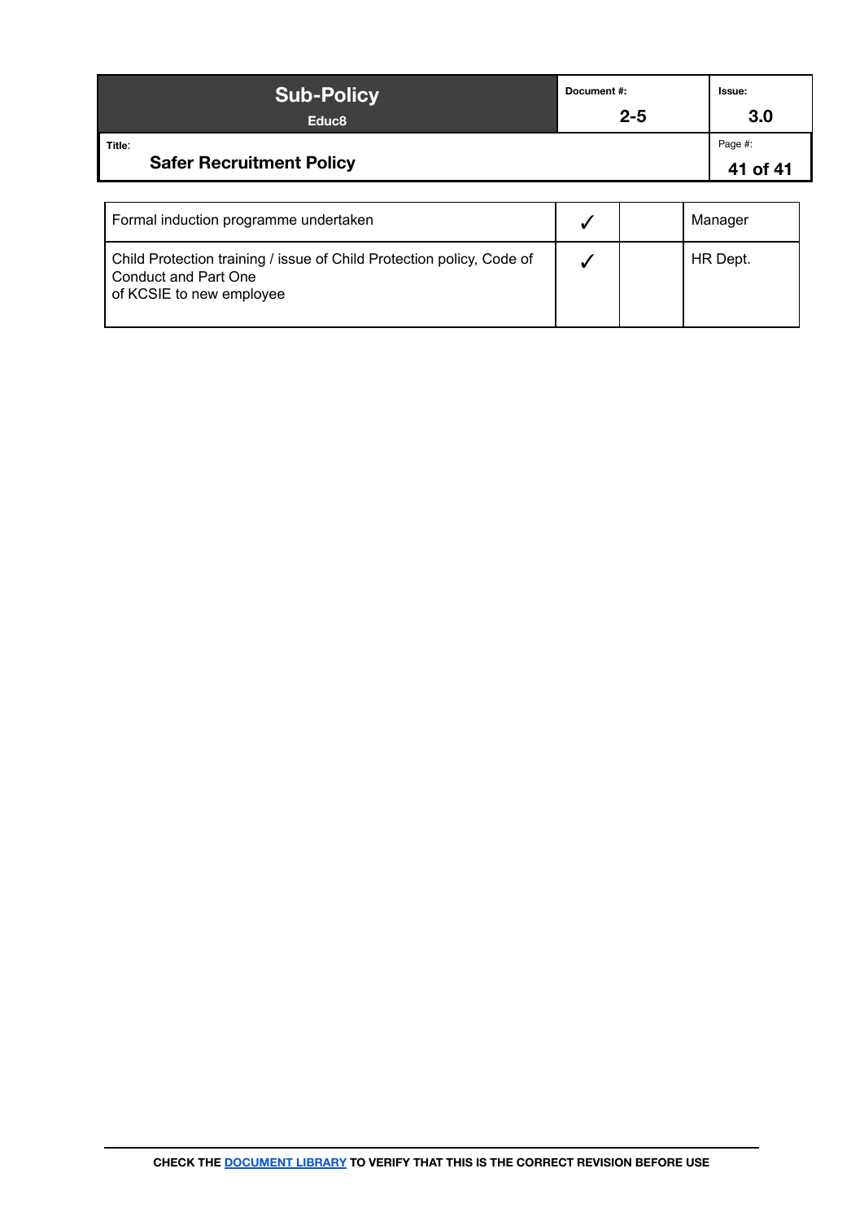| | | | |
|---|---|---|---|
| Formal induction programme undertaken | ✓ | | Manager |
| Child Protection training / issue of Child Protection policy, Code of Conduct and Part One of KCSIE to new employee | ✓ | | HR Dept. |